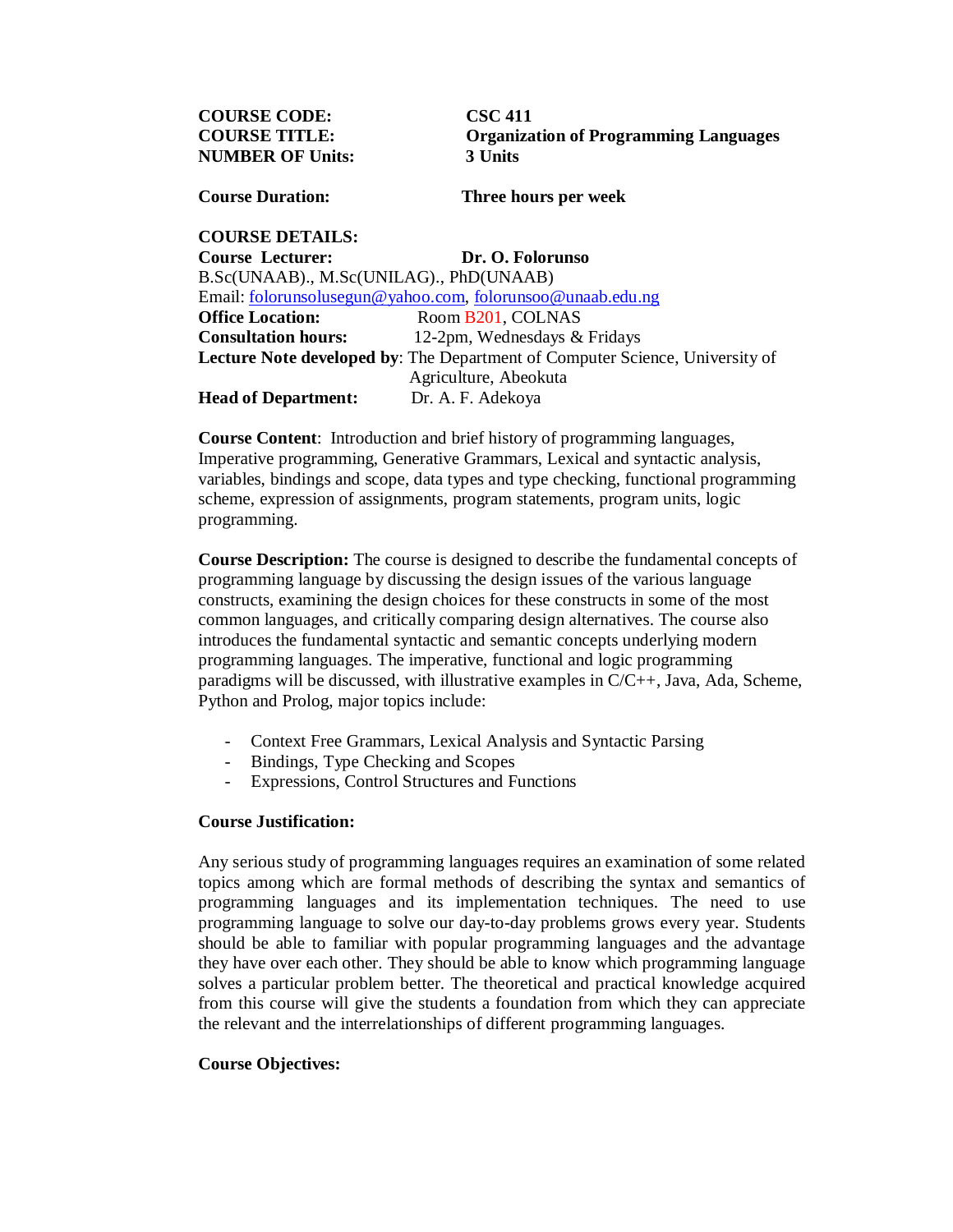**COURSE CODE:** CSC 411

**COURSE TITLE:** Organization of Programming Languages

**NUMBER OF Units:** 3 Units

**Course Duration:** Three hours per week

**COURSE DETAILS:**

**Course Lecturer:** Dr. O. Folorunso

B.Sc(UNAAB)., M.Sc(UNILAG)., PhD(UNAAB)

Email: folorunsolusegun@yahoo.com, folorunsoo@unaab.edu.ng

**Office Location:** Room B201, COLNAS

**Consultation hours:** 12-2pm, Wednesdays & Fridays

**Lecture Note developed by**: The Department of Computer Science, University of Agriculture, Abeokuta

**Head of Department:** Dr. A. F. Adekoya

**Course Content**: Introduction and brief history of programming languages, Imperative programming, Generative Grammars, Lexical and syntactic analysis, variables, bindings and scope, data types and type checking, functional programming scheme, expression of assignments, program statements, program units, logic programming.

**Course Description:** The course is designed to describe the fundamental concepts of programming language by discussing the design issues of the various language constructs, examining the design choices for these constructs in some of the most common languages, and critically comparing design alternatives. The course also introduces the fundamental syntactic and semantic concepts underlying modern programming languages. The imperative, functional and logic programming paradigms will be discussed, with illustrative examples in C/C++, Java, Ada, Scheme, Python and Prolog, major topics include:

- Context Free Grammars, Lexical Analysis and Syntactic Parsing
- Bindings, Type Checking and Scopes
- Expressions, Control Structures and Functions

**Course Justification:**

Any serious study of programming languages requires an examination of some related topics among which are formal methods of describing the syntax and semantics of programming languages and its implementation techniques. The need to use programming language to solve our day-to-day problems grows every year. Students should be able to familiar with popular programming languages and the advantage they have over each other. They should be able to know which programming language solves a particular problem better. The theoretical and practical knowledge acquired from this course will give the students a foundation from which they can appreciate the relevant and the interrelationships of different programming languages.

**Course Objectives:**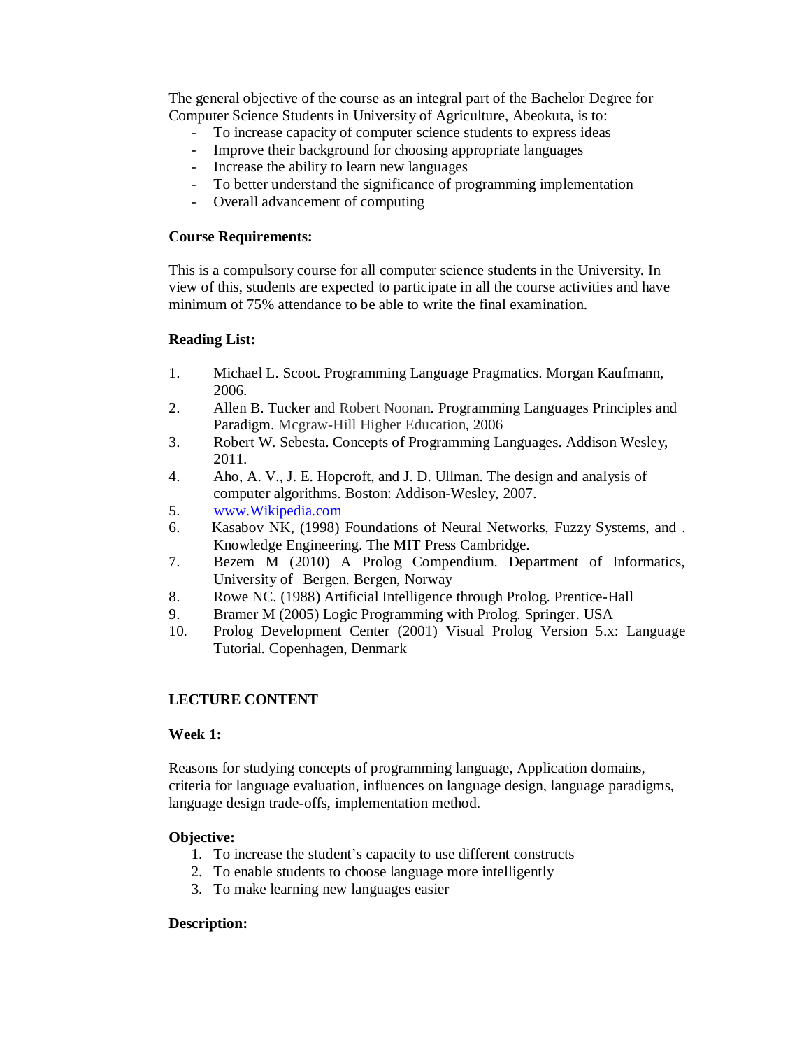The general objective of the course as an integral part of the Bachelor Degree for Computer Science Students in University of Agriculture, Abeokuta, is to:

- To increase capacity of computer science students to express ideas
- Improve their background for choosing appropriate languages
- Increase the ability to learn new languages
- To better understand the significance of programming implementation
- Overall advancement of computing

**Course Requirements:**

This is a compulsory course for all computer science students in the University. In view of this, students are expected to participate in all the course activities and have minimum of 75% attendance to be able to write the final examination.

**Reading List:**

1. Michael L. Scoot. Programming Language Pragmatics. Morgan Kaufmann, 2006.
2. Allen B. Tucker and Robert Noonan. Programming Languages Principles and Paradigm. Mcgraw-Hill Higher Education, 2006
3. Robert W. Sebesta. Concepts of Programming Languages. Addison Wesley, 2011.
4. Aho, A. V., J. E. Hopcroft, and J. D. Ullman. The design and analysis of computer algorithms. Boston: Addison-Wesley, 2007.
5. [www.Wikipedia.com](http://www.Wikipedia.com)
6. Kasabov NK, (1998) Foundations of Neural Networks, Fuzzy Systems, and . Knowledge Engineering. The MIT Press Cambridge.
7. Bezem M (2010) A Prolog Compendium. Department of Informatics, University of Bergen. Bergen, Norway
8. Rowe NC. (1988) Artificial Intelligence through Prolog. Prentice-Hall
9. Bramer M (2005) Logic Programming with Prolog. Springer. USA
10. Prolog Development Center (2001) Visual Prolog Version 5.x: Language Tutorial. Copenhagen, Denmark

**LECTURE CONTENT**

**Week 1:**

Reasons for studying concepts of programming language, Application domains, criteria for language evaluation, influences on language design, language paradigms, language design trade-offs, implementation method.

**Objective:**

1. To increase the student's capacity to use different constructs
2. To enable students to choose language more intelligently
3. To make learning new languages easier

**Description:**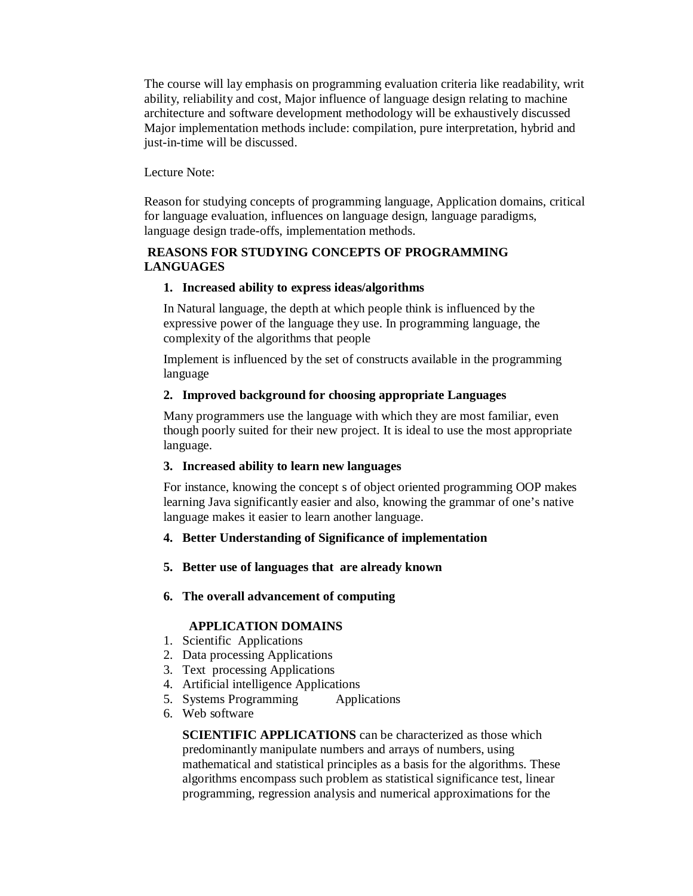The course will lay emphasis on programming evaluation criteria like readability, writ ability, reliability and cost, Major influence of language design relating to machine architecture and software development methodology will be exhaustively discussed Major implementation methods include: compilation, pure interpretation, hybrid and just-in-time will be discussed.

Lecture Note:

Reason for studying concepts of programming language, Application domains, critical for language evaluation, influences on language design, language paradigms, language design trade-offs, implementation methods.

## REASONS FOR STUDYING CONCEPTS OF PROGRAMMING LANGUAGES

1. **Increased ability to express ideas/algorithms**

   In Natural language, the depth at which people think is influenced by the expressive power of the language they use. In programming language, the complexity of the algorithms that people

   Implement is influenced by the set of constructs available in the programming language

2. **Improved background for choosing appropriate Languages**

   Many programmers use the language with which they are most familiar, even though poorly suited for their new project. It is ideal to use the most appropriate language.

3. **Increased ability to learn new languages**

   For instance, knowing the concept s of object oriented programming OOP makes learning Java significantly easier and also, knowing the grammar of one's native language makes it easier to learn another language.

4. **Better Understanding of Significance of implementation**

5. **Better use of languages that are already known**

6. **The overall advancement of computing**

## APPLICATION DOMAINS

1. Scientific Applications
2. Data processing Applications
3. Text processing Applications
4. Artificial intelligence Applications
5. Systems Programming Applications
6. Web software

**SCIENTIFIC APPLICATIONS** can be characterized as those which predominantly manipulate numbers and arrays of numbers, using mathematical and statistical principles as a basis for the algorithms. These algorithms encompass such problem as statistical significance test, linear programming, regression analysis and numerical approximations for the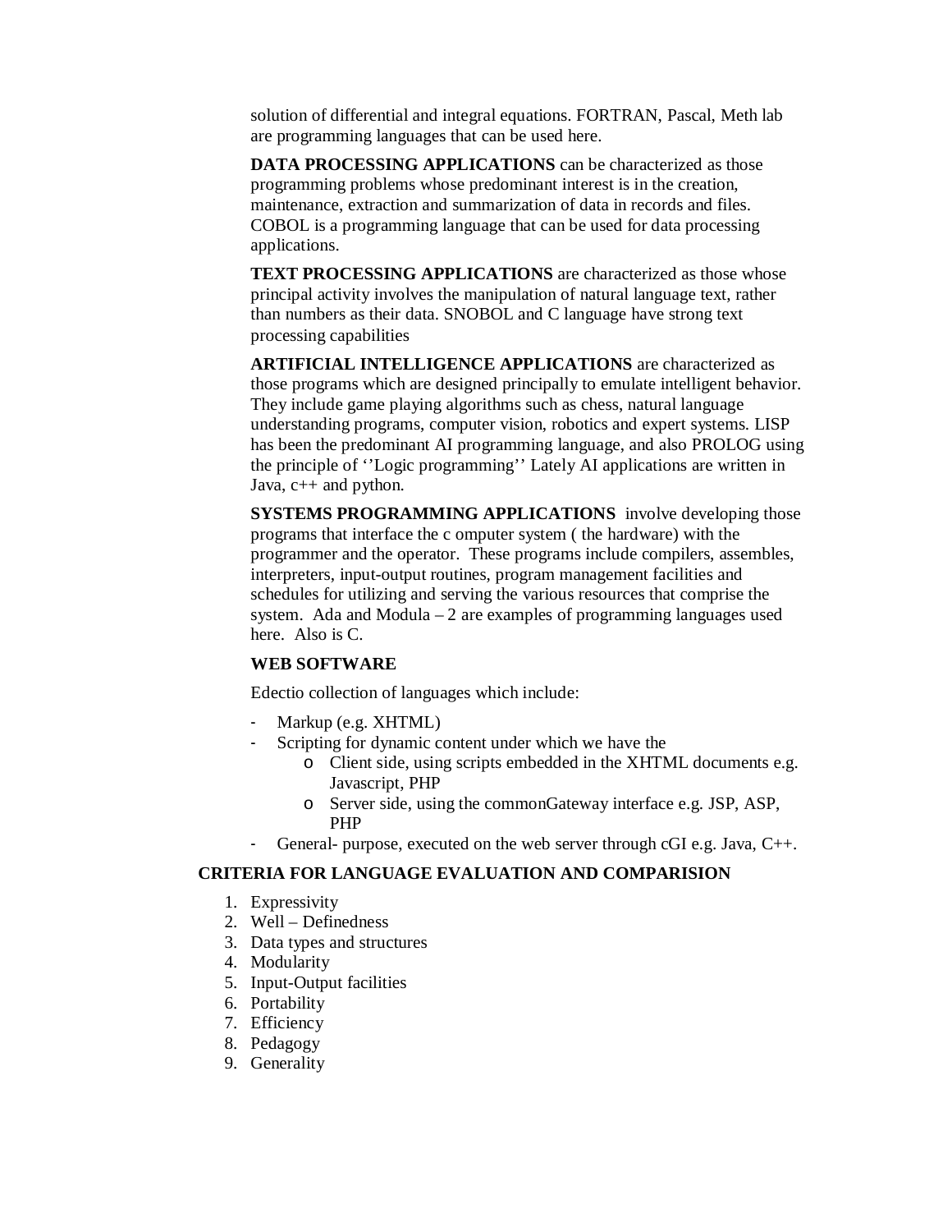solution of differential and integral equations. FORTRAN, Pascal, Meth lab are programming languages that can be used here.

**DATA PROCESSING APPLICATIONS** can be characterized as those programming problems whose predominant interest is in the creation, maintenance, extraction and summarization of data in records and files. COBOL is a programming language that can be used for data processing applications.

**TEXT PROCESSING APPLICATIONS** are characterized as those whose principal activity involves the manipulation of natural language text, rather than numbers as their data. SNOBOL and C language have strong text processing capabilities

**ARTIFICIAL INTELLIGENCE APPLICATIONS** are characterized as those programs which are designed principally to emulate intelligent behavior. They include game playing algorithms such as chess, natural language understanding programs, computer vision, robotics and expert systems. LISP has been the predominant AI programming language, and also PROLOG using the principle of ''Logic programming'' Lately AI applications are written in Java, c++ and python.

**SYSTEMS PROGRAMMING APPLICATIONS** involve developing those programs that interface the c omputer system ( the hardware) with the programmer and the operator. These programs include compilers, assembles, interpreters, input-output routines, program management facilities and schedules for utilizing and serving the various resources that comprise the system. Ada and Modula – 2 are examples of programming languages used here. Also is C.

**WEB SOFTWARE**

Edectio collection of languages which include:

- Markup (e.g. XHTML)
- Scripting for dynamic content under which we have the
    - Client side, using scripts embedded in the XHTML documents e.g. Javascript, PHP
    - Server side, using the commonGateway interface e.g. JSP, ASP, PHP
- General- purpose, executed on the web server through cGI e.g. Java, C++.

## CRITERIA FOR LANGUAGE EVALUATION AND COMPARISION

1. Expressivity
2. Well – Definedness
3. Data types and structures
4. Modularity
5. Input-Output facilities
6. Portability
7. Efficiency
8. Pedagogy
9. Generality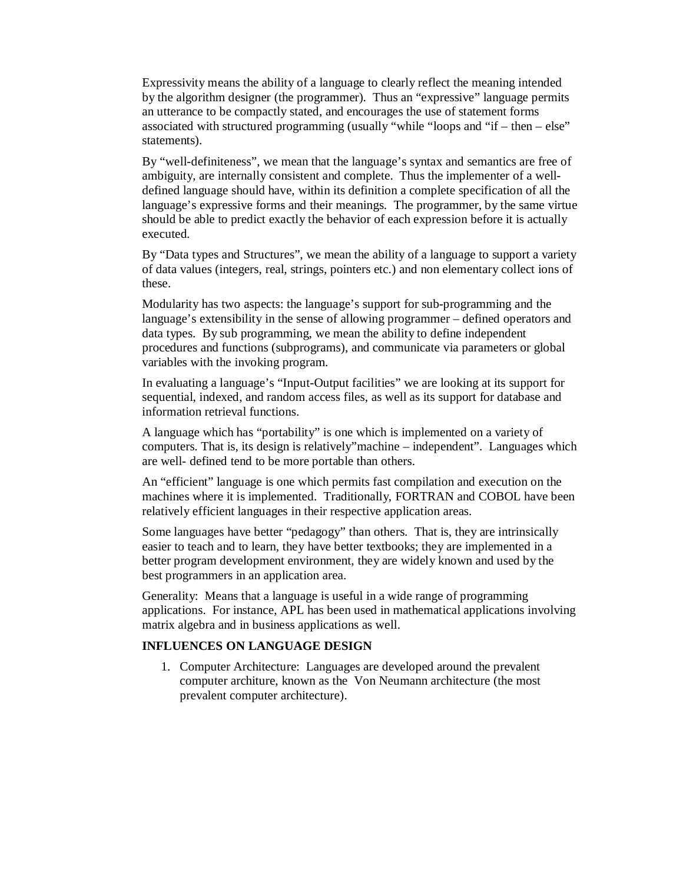Expressivity means the ability of a language to clearly reflect the meaning intended by the algorithm designer (the programmer). Thus an "expressive" language permits an utterance to be compactly stated, and encourages the use of statement forms associated with structured programming (usually "while "loops and "if – then – else" statements).

By "well-definiteness", we mean that the language's syntax and semantics are free of ambiguity, are internally consistent and complete. Thus the implementer of a well-defined language should have, within its definition a complete specification of all the language's expressive forms and their meanings. The programmer, by the same virtue should be able to predict exactly the behavior of each expression before it is actually executed.

By "Data types and Structures", we mean the ability of a language to support a variety of data values (integers, real, strings, pointers etc.) and non elementary collect ions of these.

Modularity has two aspects: the language's support for sub-programming and the language's extensibility in the sense of allowing programmer – defined operators and data types. By sub programming, we mean the ability to define independent procedures and functions (subprograms), and communicate via parameters or global variables with the invoking program.

In evaluating a language's "Input-Output facilities" we are looking at its support for sequential, indexed, and random access files, as well as its support for database and information retrieval functions.

A language which has "portability" is one which is implemented on a variety of computers. That is, its design is relatively"machine – independent". Languages which are well- defined tend to be more portable than others.

An "efficient" language is one which permits fast compilation and execution on the machines where it is implemented. Traditionally, FORTRAN and COBOL have been relatively efficient languages in their respective application areas.

Some languages have better "pedagogy" than others. That is, they are intrinsically easier to teach and to learn, they have better textbooks; they are implemented in a better program development environment, they are widely known and used by the best programmers in an application area.

Generality: Means that a language is useful in a wide range of programming applications. For instance, APL has been used in mathematical applications involving matrix algebra and in business applications as well.

**INFLUENCES ON LANGUAGE DESIGN**

1. Computer Architecture: Languages are developed around the prevalent computer architure, known as the Von Neumann architecture (the most prevalent computer architecture).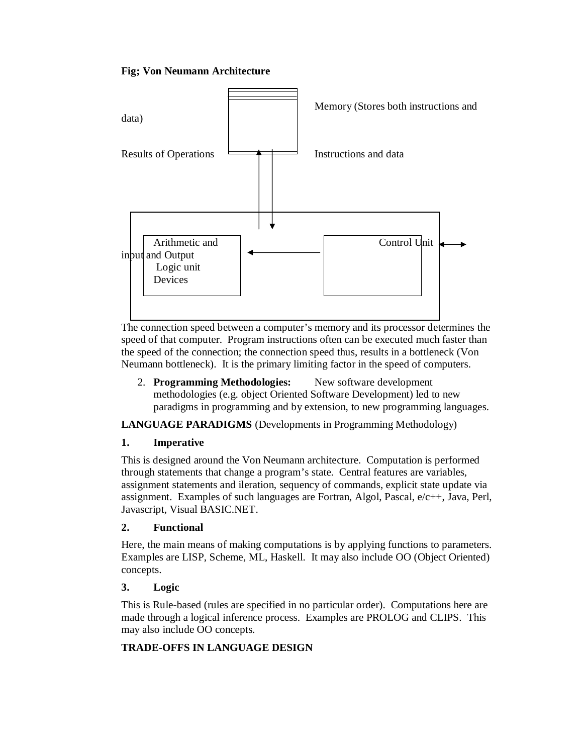**Fig; Von Neumann Architecture**

Memory (Stores both instructions and data)

Results of Operations

Instructions and data

Arithmetic and Logic unit

Control Unit

input and Output Devices

The connection speed between a computer's memory and its processor determines the speed of that computer. Program instructions often can be executed much faster than the speed of the connection; the connection speed thus, results in a bottleneck (Von Neumann bottleneck). It is the primary limiting factor in the speed of computers.

2. **Programming Methodologies:** New software development methodologies (e.g. object Oriented Software Development) led to new paradigms in programming and by extension, to new programming languages.

**LANGUAGE PARADIGMS** (Developments in Programming Methodology)

**1. Imperative**

This is designed around the Von Neumann architecture. Computation is performed through statements that change a program's state. Central features are variables, assignment statements and ileration, sequency of commands, explicit state update via assignment. Examples of such languages are Fortran, Algol, Pascal, e/c++, Java, Perl, Javascript, Visual BASIC.NET.

**2. Functional**

Here, the main means of making computations is by applying functions to parameters. Examples are LISP, Scheme, ML, Haskell. It may also include OO (Object Oriented) concepts.

**3. Logic**

This is Rule-based (rules are specified in no particular order). Computations here are made through a logical inference process. Examples are PROLOG and CLIPS. This may also include OO concepts.

**TRADE-OFFS IN LANGUAGE DESIGN**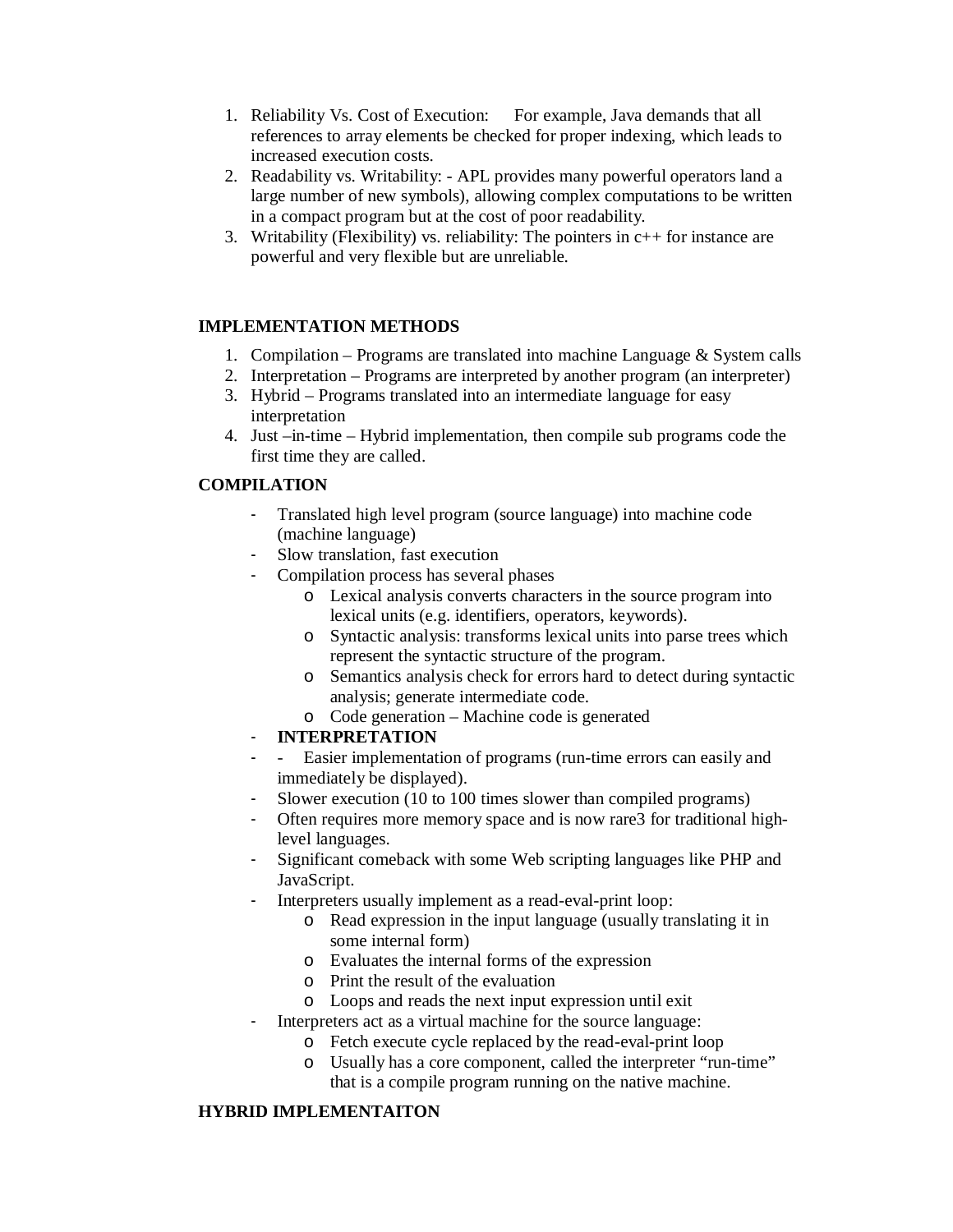1. Reliability Vs. Cost of Execution: For example, Java demands that all references to array elements be checked for proper indexing, which leads to increased execution costs.
2. Readability vs. Writability: - APL provides many powerful operators land a large number of new symbols), allowing complex computations to be written in a compact program but at the cost of poor readability.
3. Writability (Flexibility) vs. reliability: The pointers in c++ for instance are powerful and very flexible but are unreliable.

**IMPLEMENTATION METHODS**

1. Compilation – Programs are translated into machine Language & System calls
2. Interpretation – Programs are interpreted by another program (an interpreter)
3. Hybrid – Programs translated into an intermediate language for easy interpretation
4. Just –in-time – Hybrid implementation, then compile sub programs code the first time they are called.

**COMPILATION**

- Translated high level program (source language) into machine code (machine language)
- Slow translation, fast execution
- Compilation process has several phases
  - Lexical analysis converts characters in the source program into lexical units (e.g. identifiers, operators, keywords).
  - Syntactic analysis: transforms lexical units into parse trees which represent the syntactic structure of the program.
  - Semantics analysis check for errors hard to detect during syntactic analysis; generate intermediate code.
  - Code generation – Machine code is generated
- **INTERPRETATION**
- - Easier implementation of programs (run-time errors can easily and immediately be displayed).
- Slower execution (10 to 100 times slower than compiled programs)
- Often requires more memory space and is now rare3 for traditional high-level languages.
- Significant comeback with some Web scripting languages like PHP and JavaScript.
- Interpreters usually implement as a read-eval-print loop:
  - Read expression in the input language (usually translating it in some internal form)
  - Evaluates the internal forms of the expression
  - Print the result of the evaluation
  - Loops and reads the next input expression until exit
- Interpreters act as a virtual machine for the source language:
  - Fetch execute cycle replaced by the read-eval-print loop
  - Usually has a core component, called the interpreter "run-time" that is a compile program running on the native machine.

**HYBRID IMPLEMENTAITON**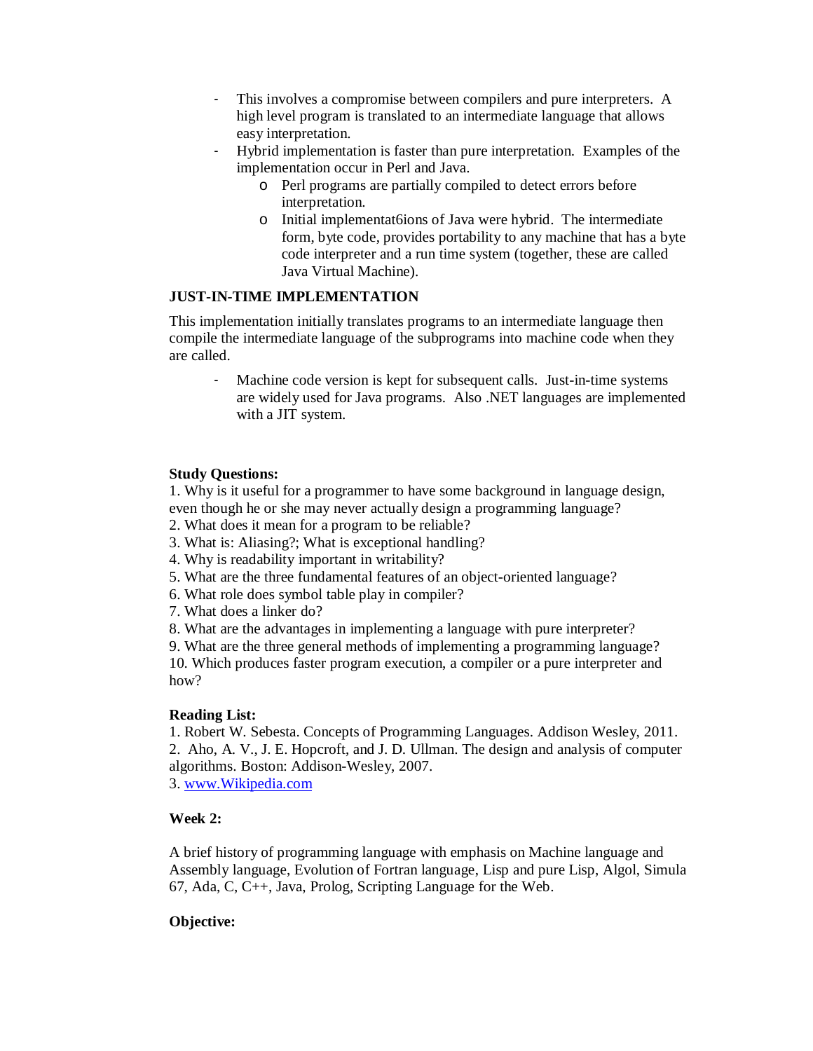- This involves a compromise between compilers and pure interpreters. A high level program is translated to an intermediate language that allows easy interpretation.
- Hybrid implementation is faster than pure interpretation. Examples of the implementation occur in Perl and Java.
    - Perl programs are partially compiled to detect errors before interpretation.
    - Initial implementat6ions of Java were hybrid. The intermediate form, byte code, provides portability to any machine that has a byte code interpreter and a run time system (together, these are called Java Virtual Machine).

**JUST-IN-TIME IMPLEMENTATION**

This implementation initially translates programs to an intermediate language then compile the intermediate language of the subprograms into machine code when they are called.

- Machine code version is kept for subsequent calls. Just-in-time systems are widely used for Java programs. Also .NET languages are implemented with a JIT system.

**Study Questions:**

1. Why is it useful for a programmer to have some background in language design, even though he or she may never actually design a programming language?
2. What does it mean for a program to be reliable?
3. What is: Aliasing?; What is exceptional handling?
4. Why is readability important in writability?
5. What are the three fundamental features of an object-oriented language?
6. What role does symbol table play in compiler?
7. What does a linker do?
8. What are the advantages in implementing a language with pure interpreter?
9. What are the three general methods of implementing a programming language?
10. Which produces faster program execution, a compiler or a pure interpreter and how?

**Reading List:**

1. Robert W. Sebesta. Concepts of Programming Languages. Addison Wesley, 2011.
2. Aho, A. V., J. E. Hopcroft, and J. D. Ullman. The design and analysis of computer algorithms. Boston: Addison-Wesley, 2007.
3. www.Wikipedia.com

**Week 2:**

A brief history of programming language with emphasis on Machine language and Assembly language, Evolution of Fortran language, Lisp and pure Lisp, Algol, Simula 67, Ada, C, C++, Java, Prolog, Scripting Language for the Web.

**Objective:**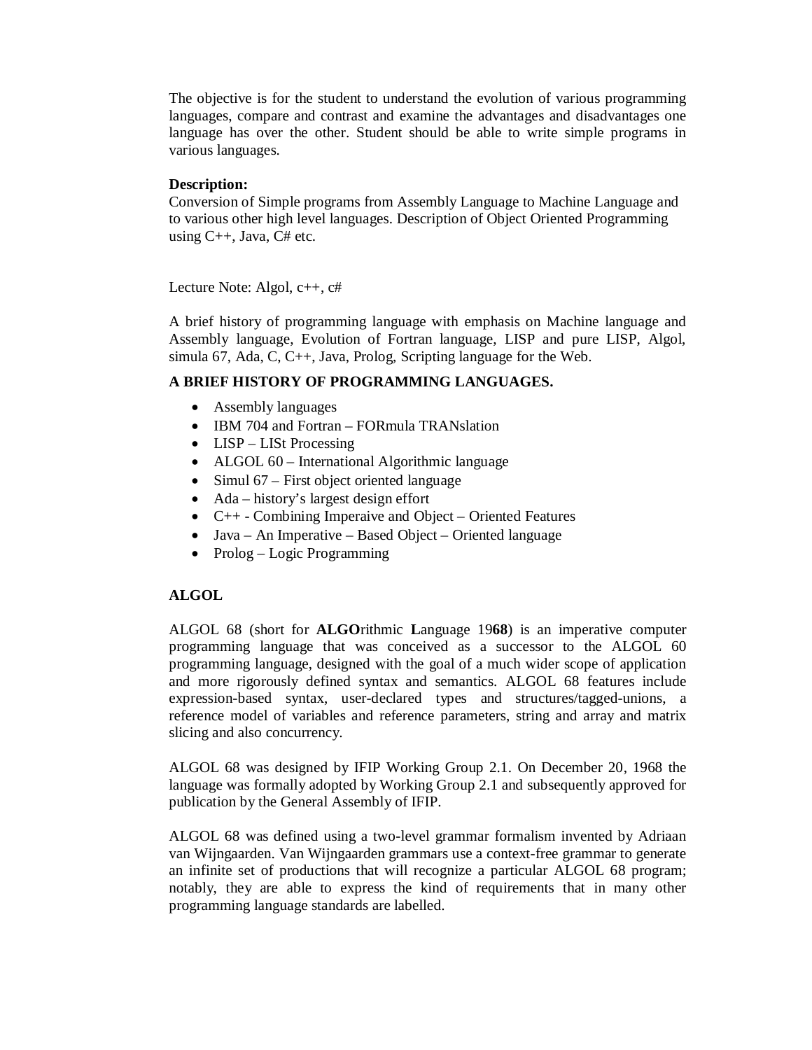The objective is for the student to understand the evolution of various programming languages, compare and contrast and examine the advantages and disadvantages one language has over the other. Student should be able to write simple programs in various languages.

**Description:**
Conversion of Simple programs from Assembly Language to Machine Language and to various other high level languages. Description of Object Oriented Programming using C++, Java, C# etc.

Lecture Note: Algol, c++, c#

A brief history of programming language with emphasis on Machine language and Assembly language, Evolution of Fortran language, LISP and pure LISP, Algol, simula 67, Ada, C, C++, Java, Prolog, Scripting language for the Web.

**A BRIEF HISTORY OF PROGRAMMING LANGUAGES.**

- Assembly languages
- IBM 704 and Fortran – FORmula TRANslation
- LISP – LISt Processing
- ALGOL 60 – International Algorithmic language
- Simul 67 – First object oriented language
- Ada – history's largest design effort
- C++ - Combining Imperaive and Object – Oriented Features
- Java – An Imperative – Based Object – Oriented language
- Prolog – Logic Programming

**ALGOL**

ALGOL 68 (short for **ALGO**rithmic **L**anguage 19**68**) is an imperative computer programming language that was conceived as a successor to the ALGOL 60 programming language, designed with the goal of a much wider scope of application and more rigorously defined syntax and semantics. ALGOL 68 features include expression-based syntax, user-declared types and structures/tagged-unions, a reference model of variables and reference parameters, string and array and matrix slicing and also concurrency.

ALGOL 68 was designed by IFIP Working Group 2.1. On December 20, 1968 the language was formally adopted by Working Group 2.1 and subsequently approved for publication by the General Assembly of IFIP.

ALGOL 68 was defined using a two-level grammar formalism invented by Adriaan van Wijngaarden. Van Wijngaarden grammars use a context-free grammar to generate an infinite set of productions that will recognize a particular ALGOL 68 program; notably, they are able to express the kind of requirements that in many other programming language standards are labelled.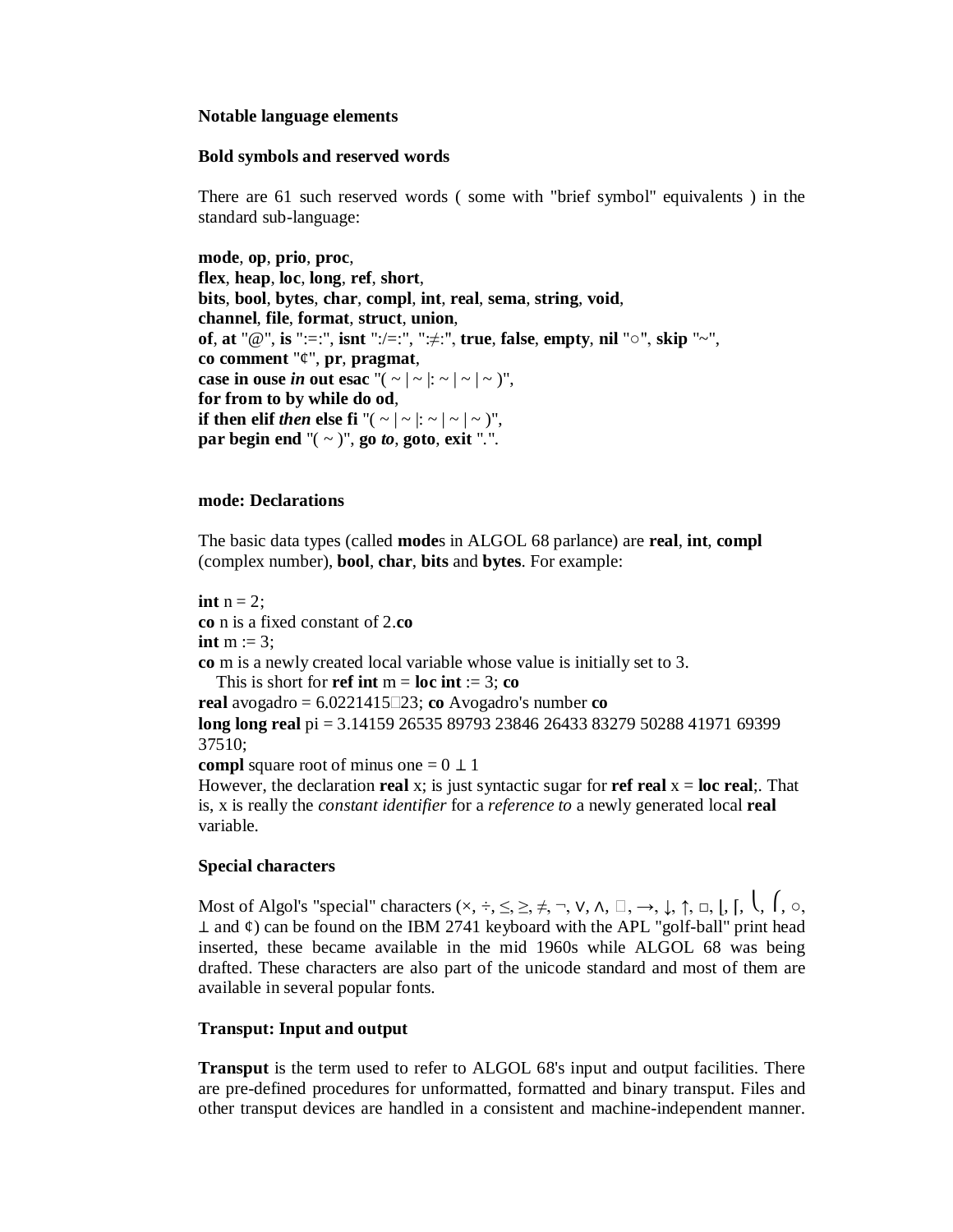**Notable language elements**

**Bold symbols and reserved words**

There are 61 such reserved words ( some with "brief symbol" equivalents ) in the standard sub-language:

**mode**, **op**, **prio**, **proc**,
**flex**, **heap**, **loc**, **long**, **ref**, **short**,
**bits**, **bool**, **bytes**, **char**, **compl**, **int**, **real**, **sema**, **string**, **void**,
**channel**, **file**, **format**, **struct**, **union**,
**of**, **at** "@", **is** ":=:", **isnt** ":/=:", ":≠:", **true**, **false**, **empty**, **nil** "○", **skip** "~",
**co** **comment** "¢", **pr**, **pragmat**,
**case** **in** **ouse** ***in*** **out** **esac** "( ~ | ~ |: ~ | ~ | ~ )",
**for** **from** **to** **by** **while** **do** **od**,
**if** **then** **elif** ***then*** **else** **fi** "( ~ | ~ |: ~ | ~ | ~ )",
**par** **begin** **end** "( ~ )", **go** ***to***, **goto**, **exit** ".".

**mode: Declarations**

The basic data types (called **mode**s in ALGOL 68 parlance) are **real**, **int**, **compl** (complex number), **bool**, **char**, **bits** and **bytes**. For example:

**int** n = 2;
**co** n is a fixed constant of 2.**co**
**int** m := 3;
**co** m is a newly created local variable whose value is initially set to 3.
    This is short for **ref** **int** m = **loc** **int** := 3; **co**
**real** avogadro = 6.0221415□23; **co** Avogadro's number **co**
**long** **long** **real** pi = 3.14159 26535 89793 23846 26433 83279 50288 41971 69399 37510;
**compl** square root of minus one = 0 ⊥ 1
However, the declaration **real** x; is just syntactic sugar for **ref** **real** x = **loc** **real**;. That is, x is really the *constant identifier* for a *reference to* a newly generated local **real** variable.

**Special characters**

Most of Algol's "special" characters (×, ÷, ≤, ≥, ≠, ¬, ∨, ∧, □, →, ↓, ↑, □, ⌊, ⌈, ⎩, ⎧, ○, ⊥ and ¢) can be found on the IBM 2741 keyboard with the APL "golf-ball" print head inserted, these became available in the mid 1960s while ALGOL 68 was being drafted. These characters are also part of the unicode standard and most of them are available in several popular fonts.

**Transput: Input and output**

**Transput** is the term used to refer to ALGOL 68's input and output facilities. There are pre-defined procedures for unformatted, formatted and binary transput. Files and other transput devices are handled in a consistent and machine-independent manner.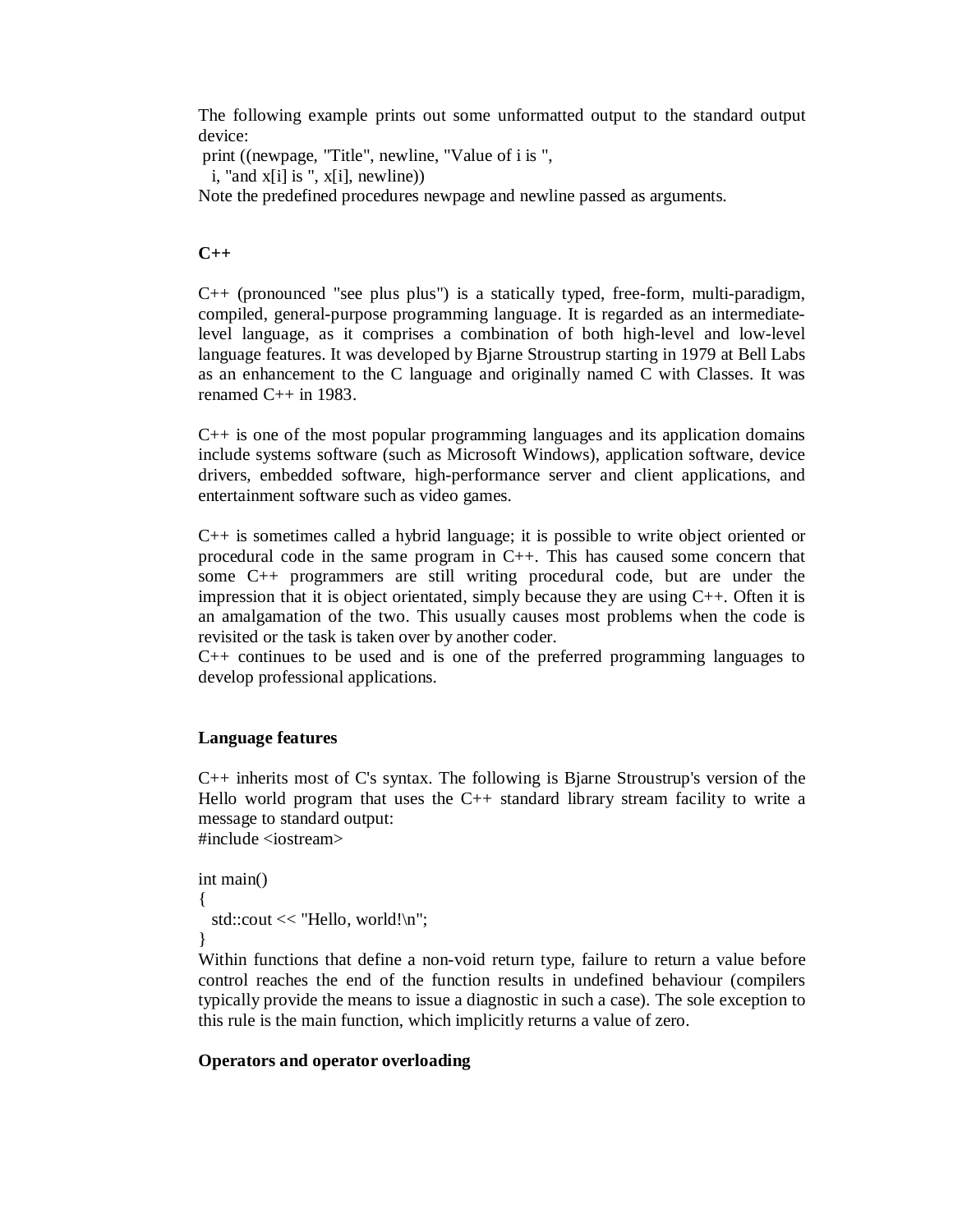The following example prints out some unformatted output to the standard output device:

```
print ((newpage, "Title", newline, "Value of i is ",
  i, "and x[i] is ", x[i], newline))
```

Note the predefined procedures newpage and newline passed as arguments.

## C++

C++ (pronounced "see plus plus") is a statically typed, free-form, multi-paradigm, compiled, general-purpose programming language. It is regarded as an intermediate-level language, as it comprises a combination of both high-level and low-level language features. It was developed by Bjarne Stroustrup starting in 1979 at Bell Labs as an enhancement to the C language and originally named C with Classes. It was renamed C++ in 1983.

C++ is one of the most popular programming languages and its application domains include systems software (such as Microsoft Windows), application software, device drivers, embedded software, high-performance server and client applications, and entertainment software such as video games.

C++ is sometimes called a hybrid language; it is possible to write object oriented or procedural code in the same program in C++. This has caused some concern that some C++ programmers are still writing procedural code, but are under the impression that it is object orientated, simply because they are using C++. Often it is an amalgamation of the two. This usually causes most problems when the code is revisited or the task is taken over by another coder.

C++ continues to be used and is one of the preferred programming languages to develop professional applications.

### Language features

C++ inherits most of C's syntax. The following is Bjarne Stroustrup's version of the Hello world program that uses the C++ standard library stream facility to write a message to standard output:

```
#include <iostream>

int main()
{
  std::cout << "Hello, world!\n";
}
```

Within functions that define a non-void return type, failure to return a value before control reaches the end of the function results in undefined behaviour (compilers typically provide the means to issue a diagnostic in such a case). The sole exception to this rule is the main function, which implicitly returns a value of zero.

### Operators and operator overloading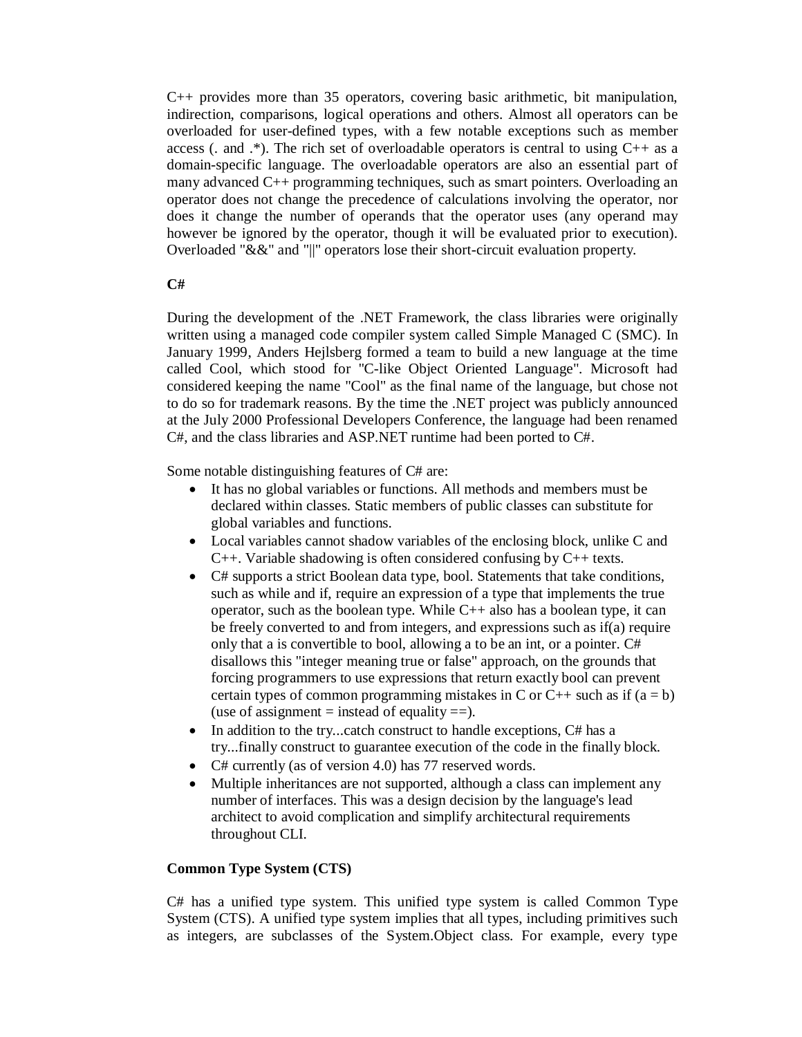C++ provides more than 35 operators, covering basic arithmetic, bit manipulation, indirection, comparisons, logical operations and others. Almost all operators can be overloaded for user-defined types, with a few notable exceptions such as member access (. and .*). The rich set of overloadable operators is central to using C++ as a domain-specific language. The overloadable operators are also an essential part of many advanced C++ programming techniques, such as smart pointers. Overloading an operator does not change the precedence of calculations involving the operator, nor does it change the number of operands that the operator uses (any operand may however be ignored by the operator, though it will be evaluated prior to execution). Overloaded "&&" and "||" operators lose their short-circuit evaluation property.

**C#**

During the development of the .NET Framework, the class libraries were originally written using a managed code compiler system called Simple Managed C (SMC). In January 1999, Anders Hejlsberg formed a team to build a new language at the time called Cool, which stood for "C-like Object Oriented Language". Microsoft had considered keeping the name "Cool" as the final name of the language, but chose not to do so for trademark reasons. By the time the .NET project was publicly announced at the July 2000 Professional Developers Conference, the language had been renamed C#, and the class libraries and ASP.NET runtime had been ported to C#.

Some notable distinguishing features of C# are:

- It has no global variables or functions. All methods and members must be declared within classes. Static members of public classes can substitute for global variables and functions.
- Local variables cannot shadow variables of the enclosing block, unlike C and C++. Variable shadowing is often considered confusing by C++ texts.
- C# supports a strict Boolean data type, bool. Statements that take conditions, such as while and if, require an expression of a type that implements the true operator, such as the boolean type. While C++ also has a boolean type, it can be freely converted to and from integers, and expressions such as if(a) require only that a is convertible to bool, allowing a to be an int, or a pointer. C# disallows this "integer meaning true or false" approach, on the grounds that forcing programmers to use expressions that return exactly bool can prevent certain types of common programming mistakes in C or C++ such as if (a = b) (use of assignment = instead of equality ==).
- In addition to the try...catch construct to handle exceptions, C# has a try...finally construct to guarantee execution of the code in the finally block.
- C# currently (as of version 4.0) has 77 reserved words.
- Multiple inheritances are not supported, although a class can implement any number of interfaces. This was a design decision by the language's lead architect to avoid complication and simplify architectural requirements throughout CLI.

**Common Type System (CTS)**

C# has a unified type system. This unified type system is called Common Type System (CTS). A unified type system implies that all types, including primitives such as integers, are subclasses of the System.Object class. For example, every type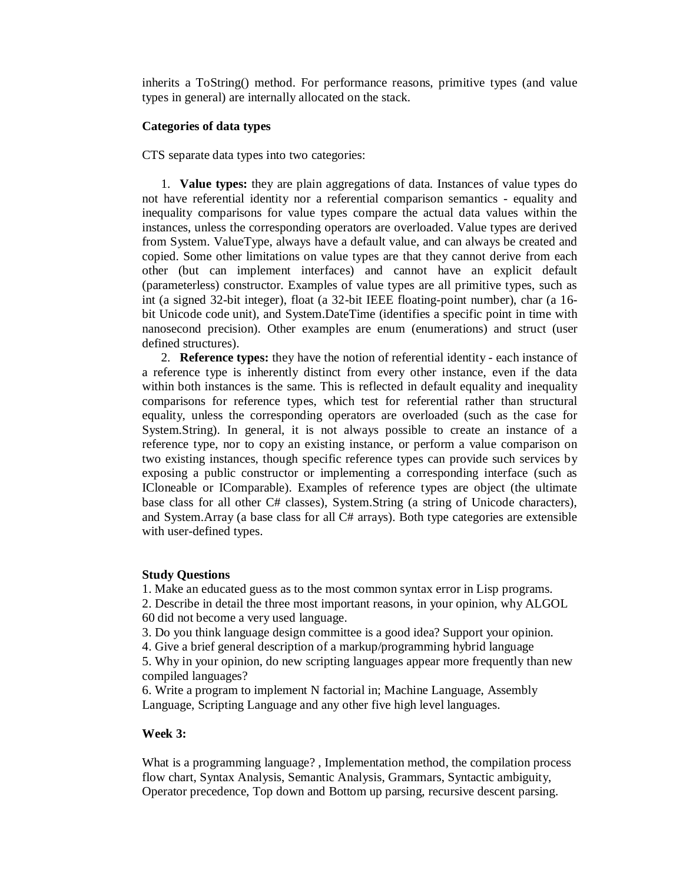inherits a ToString() method. For performance reasons, primitive types (and value types in general) are internally allocated on the stack.

**Categories of data types**

CTS separate data types into two categories:

1. **Value types:** they are plain aggregations of data. Instances of value types do not have referential identity nor a referential comparison semantics - equality and inequality comparisons for value types compare the actual data values within the instances, unless the corresponding operators are overloaded. Value types are derived from System. ValueType, always have a default value, and can always be created and copied. Some other limitations on value types are that they cannot derive from each other (but can implement interfaces) and cannot have an explicit default (parameterless) constructor. Examples of value types are all primitive types, such as int (a signed 32-bit integer), float (a 32-bit IEEE floating-point number), char (a 16-bit Unicode code unit), and System.DateTime (identifies a specific point in time with nanosecond precision). Other examples are enum (enumerations) and struct (user defined structures).
2. **Reference types:** they have the notion of referential identity - each instance of a reference type is inherently distinct from every other instance, even if the data within both instances is the same. This is reflected in default equality and inequality comparisons for reference types, which test for referential rather than structural equality, unless the corresponding operators are overloaded (such as the case for System.String). In general, it is not always possible to create an instance of a reference type, nor to copy an existing instance, or perform a value comparison on two existing instances, though specific reference types can provide such services by exposing a public constructor or implementing a corresponding interface (such as ICloneable or IComparable). Examples of reference types are object (the ultimate base class for all other C# classes), System.String (a string of Unicode characters), and System.Array (a base class for all C# arrays). Both type categories are extensible with user-defined types.

**Study Questions**

1. Make an educated guess as to the most common syntax error in Lisp programs.
2. Describe in detail the three most important reasons, in your opinion, why ALGOL 60 did not become a very used language.
3. Do you think language design committee is a good idea? Support your opinion.
4. Give a brief general description of a markup/programming hybrid language
5. Why in your opinion, do new scripting languages appear more frequently than new compiled languages?
6. Write a program to implement N factorial in; Machine Language, Assembly Language, Scripting Language and any other five high level languages.

**Week 3:**

What is a programming language? , Implementation method, the compilation process flow chart, Syntax Analysis, Semantic Analysis, Grammars, Syntactic ambiguity, Operator precedence, Top down and Bottom up parsing, recursive descent parsing.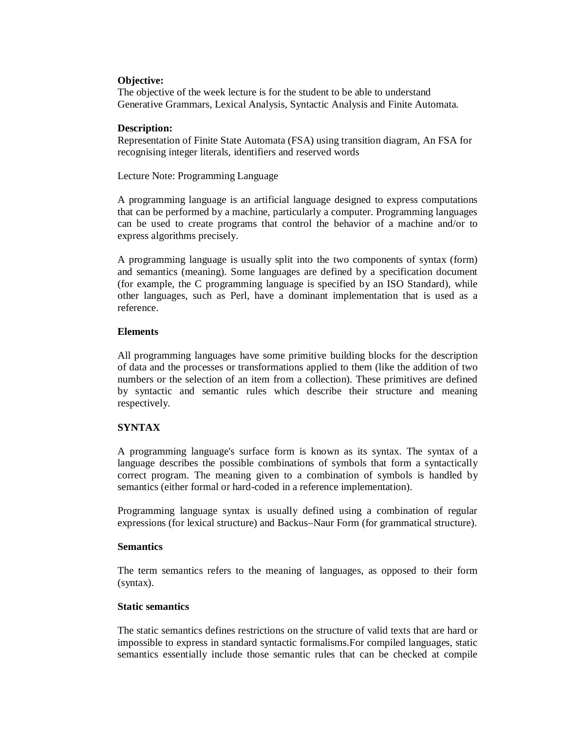**Objective:**
The objective of the week lecture is for the student to be able to understand Generative Grammars, Lexical Analysis, Syntactic Analysis and Finite Automata.

**Description:**
Representation of Finite State Automata (FSA) using transition diagram, An FSA for recognising integer literals, identifiers and reserved words

Lecture Note: Programming Language

A programming language is an artificial language designed to express computations that can be performed by a machine, particularly a computer. Programming languages can be used to create programs that control the behavior of a machine and/or to express algorithms precisely.

A programming language is usually split into the two components of syntax (form) and semantics (meaning). Some languages are defined by a specification document (for example, the C programming language is specified by an ISO Standard), while other languages, such as Perl, have a dominant implementation that is used as a reference.

**Elements**

All programming languages have some primitive building blocks for the description of data and the processes or transformations applied to them (like the addition of two numbers or the selection of an item from a collection). These primitives are defined by syntactic and semantic rules which describe their structure and meaning respectively.

**SYNTAX**

A programming language's surface form is known as its syntax. The syntax of a language describes the possible combinations of symbols that form a syntactically correct program. The meaning given to a combination of symbols is handled by semantics (either formal or hard-coded in a reference implementation).

Programming language syntax is usually defined using a combination of regular expressions (for lexical structure) and Backus–Naur Form (for grammatical structure).

**Semantics**

The term semantics refers to the meaning of languages, as opposed to their form (syntax).

**Static semantics**

The static semantics defines restrictions on the structure of valid texts that are hard or impossible to express in standard syntactic formalisms.For compiled languages, static semantics essentially include those semantic rules that can be checked at compile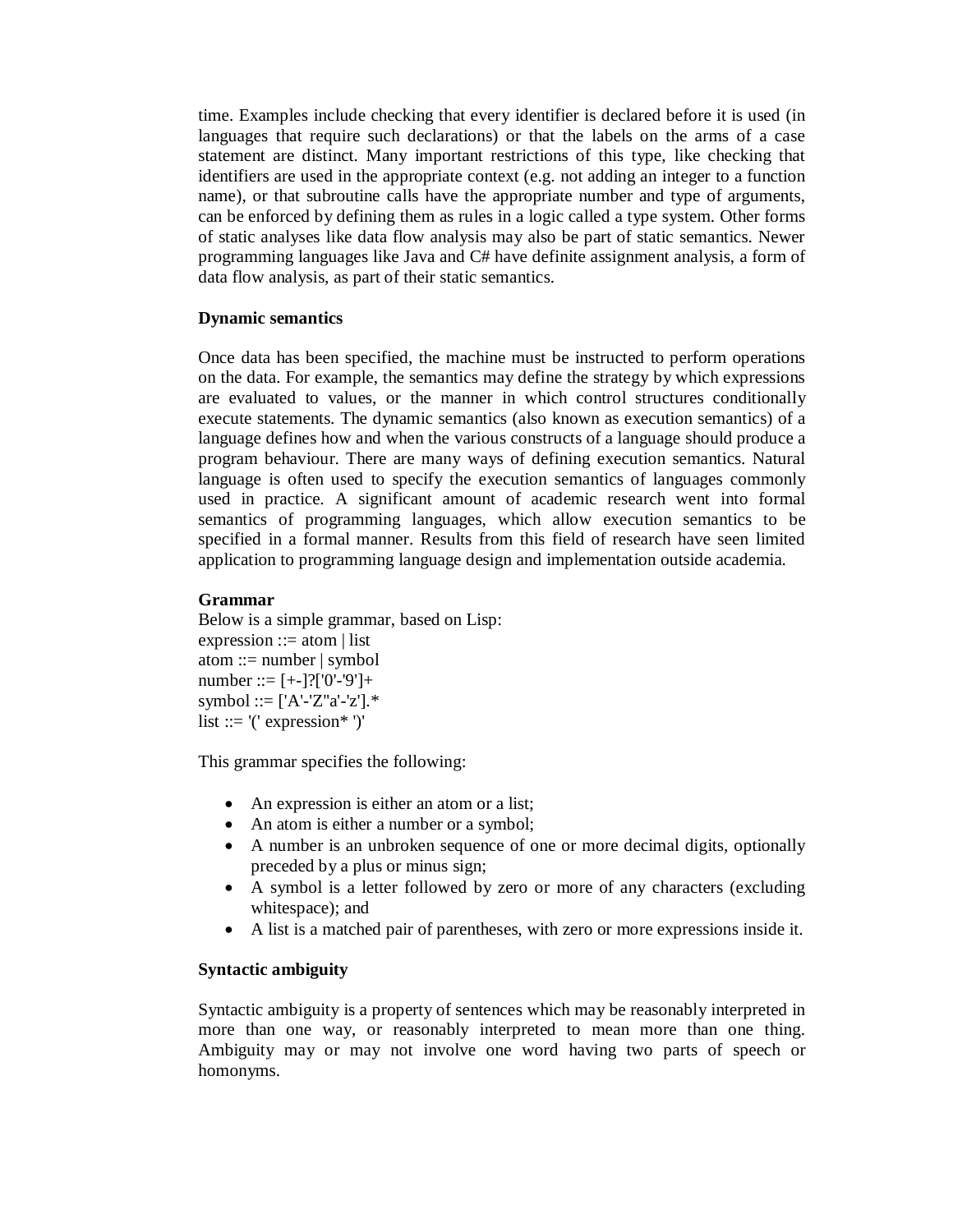time. Examples include checking that every identifier is declared before it is used (in languages that require such declarations) or that the labels on the arms of a case statement are distinct. Many important restrictions of this type, like checking that identifiers are used in the appropriate context (e.g. not adding an integer to a function name), or that subroutine calls have the appropriate number and type of arguments, can be enforced by defining them as rules in a logic called a type system. Other forms of static analyses like data flow analysis may also be part of static semantics. Newer programming languages like Java and C# have definite assignment analysis, a form of data flow analysis, as part of their static semantics.

**Dynamic semantics**

Once data has been specified, the machine must be instructed to perform operations on the data. For example, the semantics may define the strategy by which expressions are evaluated to values, or the manner in which control structures conditionally execute statements. The dynamic semantics (also known as execution semantics) of a language defines how and when the various constructs of a language should produce a program behaviour. There are many ways of defining execution semantics. Natural language is often used to specify the execution semantics of languages commonly used in practice. A significant amount of academic research went into formal semantics of programming languages, which allow execution semantics to be specified in a formal manner. Results from this field of research have seen limited application to programming language design and implementation outside academia.

**Grammar**

Below is a simple grammar, based on Lisp:

```
expression ::= atom | list
atom ::= number | symbol
number ::= [+-]?['0'-'9']+
symbol ::= ['A'-'Z''a'-'z'].*
list ::= '(' expression* ')'
```

This grammar specifies the following:

- An expression is either an atom or a list;
- An atom is either a number or a symbol;
- A number is an unbroken sequence of one or more decimal digits, optionally preceded by a plus or minus sign;
- A symbol is a letter followed by zero or more of any characters (excluding whitespace); and
- A list is a matched pair of parentheses, with zero or more expressions inside it.

**Syntactic ambiguity**

Syntactic ambiguity is a property of sentences which may be reasonably interpreted in more than one way, or reasonably interpreted to mean more than one thing. Ambiguity may or may not involve one word having two parts of speech or homonyms.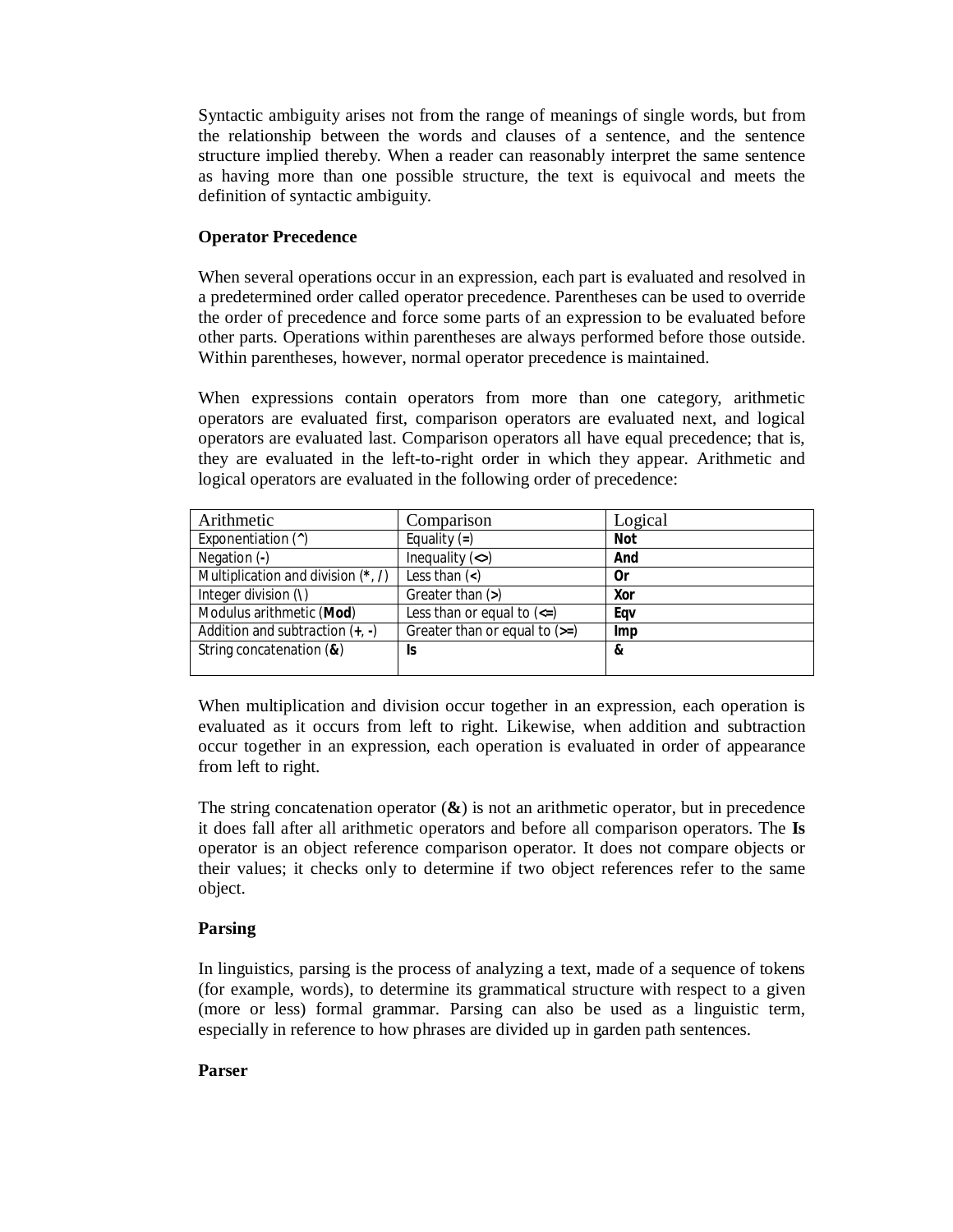Syntactic ambiguity arises not from the range of meanings of single words, but from the relationship between the words and clauses of a sentence, and the sentence structure implied thereby. When a reader can reasonably interpret the same sentence as having more than one possible structure, the text is equivocal and meets the definition of syntactic ambiguity.

**Operator Precedence**

When several operations occur in an expression, each part is evaluated and resolved in a predetermined order called operator precedence. Parentheses can be used to override the order of precedence and force some parts of an expression to be evaluated before other parts. Operations within parentheses are always performed before those outside. Within parentheses, however, normal operator precedence is maintained.

When expressions contain operators from more than one category, arithmetic operators are evaluated first, comparison operators are evaluated next, and logical operators are evaluated last. Comparison operators all have equal precedence; that is, they are evaluated in the left-to-right order in which they appear. Arithmetic and logical operators are evaluated in the following order of precedence:

| Arithmetic | Comparison | Logical |
|---|---|---|
| Exponentiation (**^**) | Equality (**=**) | **Not** |
| Negation (**-**) | Inequality (**<>**) | **And** |
| Multiplication and division (**\***, **/**) | Less than (**<**) | **Or** |
| Integer division (**\\**) | Greater than (**>**) | **Xor** |
| Modulus arithmetic (**Mod**) | Less than or equal to (**<=**) | **Eqv** |
| Addition and subtraction (**+**, **-**) | Greater than or equal to (**>=**) | **Imp** |
| String concatenation (**&**) | **Is** | **&** |

When multiplication and division occur together in an expression, each operation is evaluated as it occurs from left to right. Likewise, when addition and subtraction occur together in an expression, each operation is evaluated in order of appearance from left to right.

The string concatenation operator (**&**) is not an arithmetic operator, but in precedence it does fall after all arithmetic operators and before all comparison operators. The **Is** operator is an object reference comparison operator. It does not compare objects or their values; it checks only to determine if two object references refer to the same object.

**Parsing**

In linguistics, parsing is the process of analyzing a text, made of a sequence of tokens (for example, words), to determine its grammatical structure with respect to a given (more or less) formal grammar. Parsing can also be used as a linguistic term, especially in reference to how phrases are divided up in garden path sentences.

**Parser**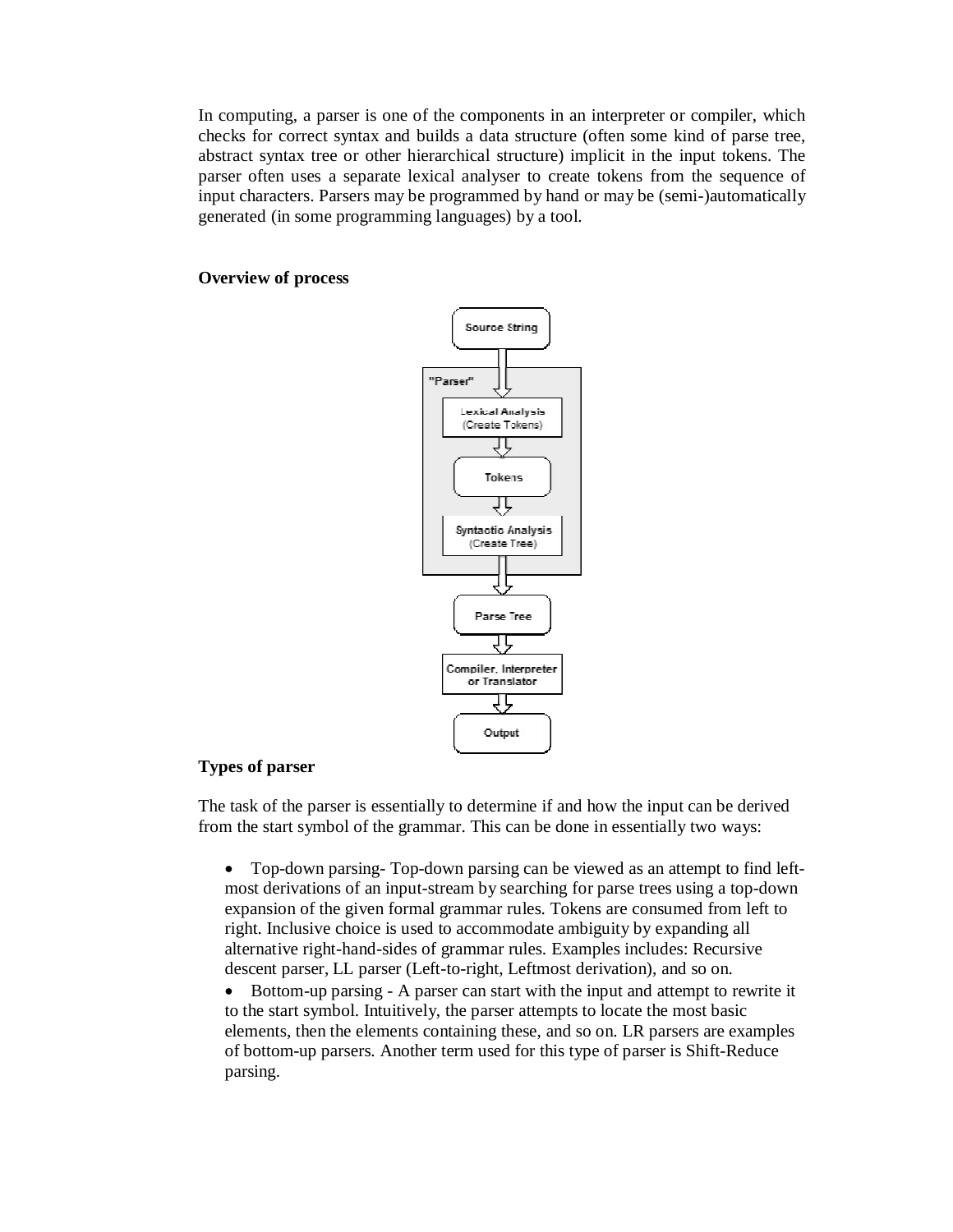In computing, a parser is one of the components in an interpreter or compiler, which checks for correct syntax and builds a data structure (often some kind of parse tree, abstract syntax tree or other hierarchical structure) implicit in the input tokens. The parser often uses a separate lexical analyser to create tokens from the sequence of input characters. Parsers may be programmed by hand or may be (semi-)automatically generated (in some programming languages) by a tool.

**Overview of process**

**Types of parser**

The task of the parser is essentially to determine if and how the input can be derived from the start symbol of the grammar. This can be done in essentially two ways:

- Top-down parsing- Top-down parsing can be viewed as an attempt to find left-most derivations of an input-stream by searching for parse trees using a top-down expansion of the given formal grammar rules. Tokens are consumed from left to right. Inclusive choice is used to accommodate ambiguity by expanding all alternative right-hand-sides of grammar rules. Examples includes: Recursive descent parser, LL parser (Left-to-right, Leftmost derivation), and so on.
- Bottom-up parsing - A parser can start with the input and attempt to rewrite it to the start symbol. Intuitively, the parser attempts to locate the most basic elements, then the elements containing these, and so on. LR parsers are examples of bottom-up parsers. Another term used for this type of parser is Shift-Reduce parsing.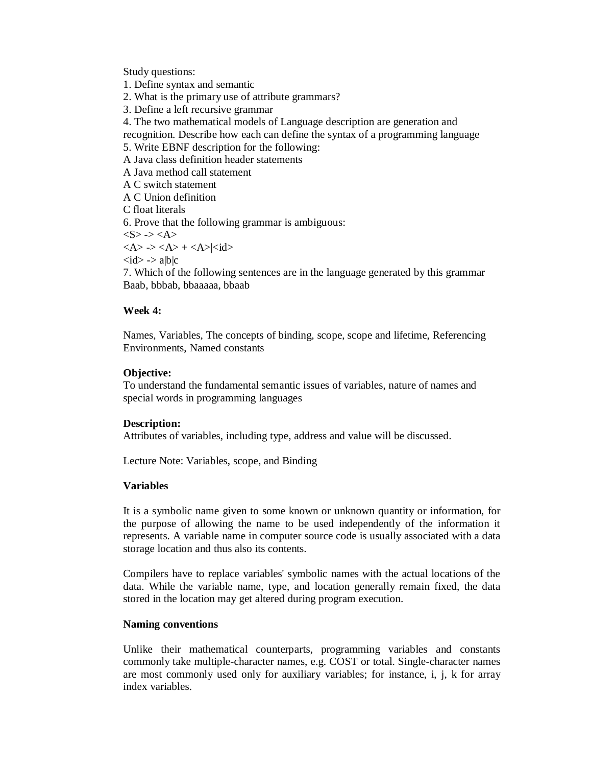Study questions:

1. Define syntax and semantic
2. What is the primary use of attribute grammars?
3. Define a left recursive grammar
4. The two mathematical models of Language description are generation and recognition. Describe how each can define the syntax of a programming language
5. Write EBNF description for the following:

A Java class definition header statements
A Java method call statement
A C switch statement
A C Union definition
C float literals

6. Prove that the following grammar is ambiguous:

<S> -> <A>
<A> -> <A> + <A>|<id>
<id> -> a|b|c

7. Which of the following sentences are in the language generated by this grammar

Baab, bbbab, bbaaaaa, bbaab

**Week 4:**

Names, Variables, The concepts of binding, scope, scope and lifetime, Referencing Environments, Named constants

**Objective:**
To understand the fundamental semantic issues of variables, nature of names and special words in programming languages

**Description:**
Attributes of variables, including type, address and value will be discussed.

Lecture Note: Variables, scope, and Binding

**Variables**

It is a symbolic name given to some known or unknown quantity or information, for the purpose of allowing the name to be used independently of the information it represents. A variable name in computer source code is usually associated with a data storage location and thus also its contents.

Compilers have to replace variables' symbolic names with the actual locations of the data. While the variable name, type, and location generally remain fixed, the data stored in the location may get altered during program execution.

**Naming conventions**

Unlike their mathematical counterparts, programming variables and constants commonly take multiple-character names, e.g. COST or total. Single-character names are most commonly used only for auxiliary variables; for instance, i, j, k for array index variables.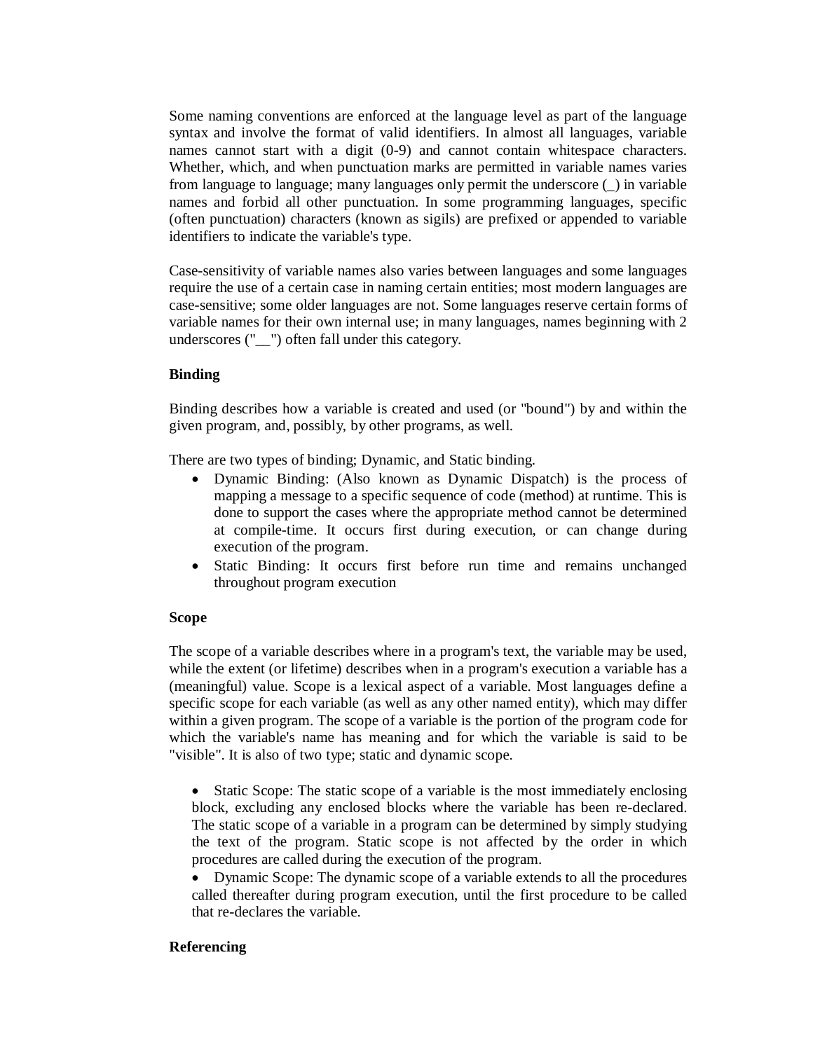Some naming conventions are enforced at the language level as part of the language syntax and involve the format of valid identifiers. In almost all languages, variable names cannot start with a digit (0-9) and cannot contain whitespace characters. Whether, which, and when punctuation marks are permitted in variable names varies from language to language; many languages only permit the underscore (_) in variable names and forbid all other punctuation. In some programming languages, specific (often punctuation) characters (known as sigils) are prefixed or appended to variable identifiers to indicate the variable's type.

Case-sensitivity of variable names also varies between languages and some languages require the use of a certain case in naming certain entities; most modern languages are case-sensitive; some older languages are not. Some languages reserve certain forms of variable names for their own internal use; in many languages, names beginning with 2 underscores ("__") often fall under this category.

**Binding**

Binding describes how a variable is created and used (or "bound") by and within the given program, and, possibly, by other programs, as well.

There are two types of binding; Dynamic, and Static binding.

- Dynamic Binding: (Also known as Dynamic Dispatch) is the process of mapping a message to a specific sequence of code (method) at runtime. This is done to support the cases where the appropriate method cannot be determined at compile-time. It occurs first during execution, or can change during execution of the program.
- Static Binding: It occurs first before run time and remains unchanged throughout program execution

**Scope**

The scope of a variable describes where in a program's text, the variable may be used, while the extent (or lifetime) describes when in a program's execution a variable has a (meaningful) value. Scope is a lexical aspect of a variable. Most languages define a specific scope for each variable (as well as any other named entity), which may differ within a given program. The scope of a variable is the portion of the program code for which the variable's name has meaning and for which the variable is said to be "visible". It is also of two type; static and dynamic scope.

- Static Scope: The static scope of a variable is the most immediately enclosing block, excluding any enclosed blocks where the variable has been re-declared. The static scope of a variable in a program can be determined by simply studying the text of the program. Static scope is not affected by the order in which procedures are called during the execution of the program.
- Dynamic Scope: The dynamic scope of a variable extends to all the procedures called thereafter during program execution, until the first procedure to be called that re-declares the variable.

**Referencing**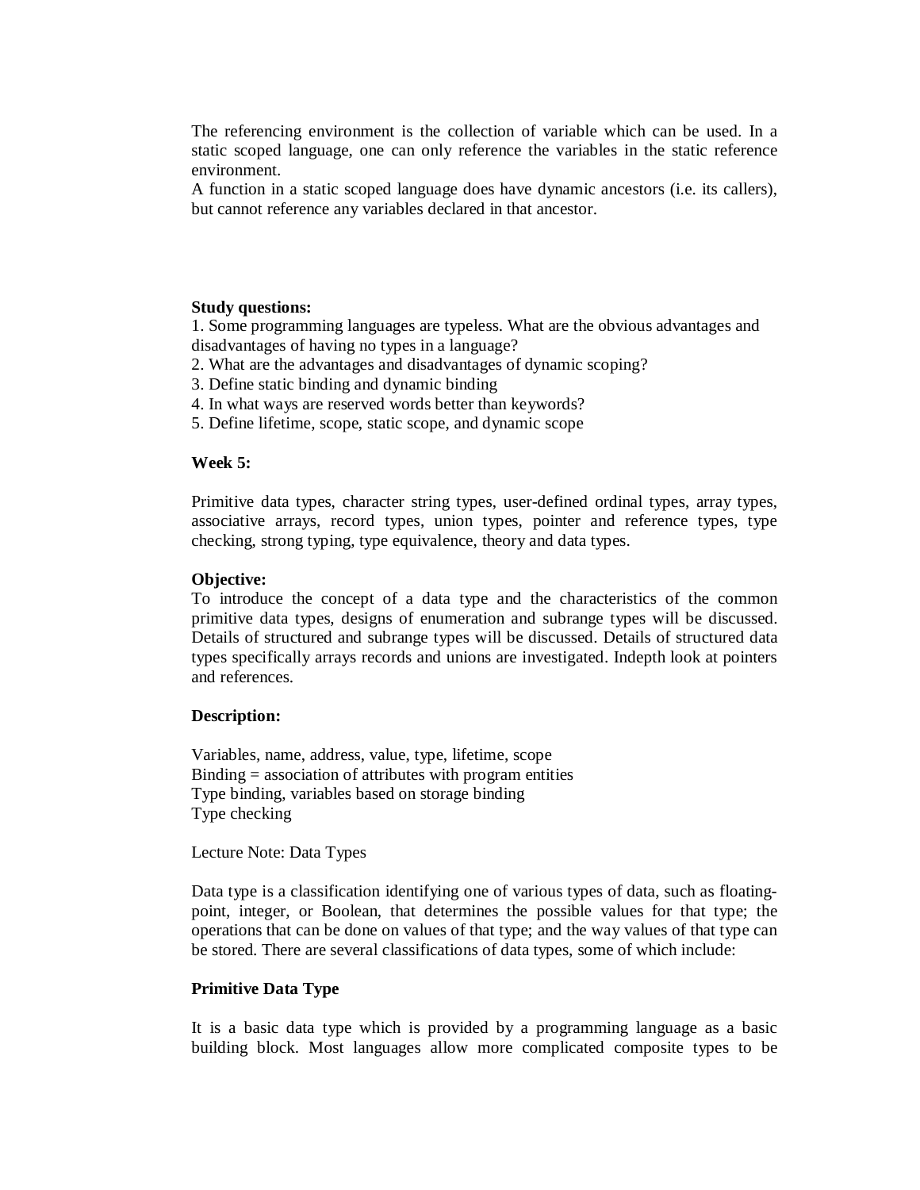The referencing environment is the collection of variable which can be used. In a static scoped language, one can only reference the variables in the static reference environment.

A function in a static scoped language does have dynamic ancestors (i.e. its callers), but cannot reference any variables declared in that ancestor.

**Study questions:**

1. Some programming languages are typeless. What are the obvious advantages and disadvantages of having no types in a language?
2. What are the advantages and disadvantages of dynamic scoping?
3. Define static binding and dynamic binding
4. In what ways are reserved words better than keywords?
5. Define lifetime, scope, static scope, and dynamic scope

**Week 5:**

Primitive data types, character string types, user-defined ordinal types, array types, associative arrays, record types, union types, pointer and reference types, type checking, strong typing, type equivalence, theory and data types.

**Objective:**

To introduce the concept of a data type and the characteristics of the common primitive data types, designs of enumeration and subrange types will be discussed. Details of structured and subrange types will be discussed. Details of structured data types specifically arrays records and unions are investigated. Indepth look at pointers and references.

**Description:**

Variables, name, address, value, type, lifetime, scope
Binding = association of attributes with program entities
Type binding, variables based on storage binding
Type checking

Lecture Note: Data Types

Data type is a classification identifying one of various types of data, such as floating-point, integer, or Boolean, that determines the possible values for that type; the operations that can be done on values of that type; and the way values of that type can be stored. There are several classifications of data types, some of which include:

**Primitive Data Type**

It is a basic data type which is provided by a programming language as a basic building block. Most languages allow more complicated composite types to be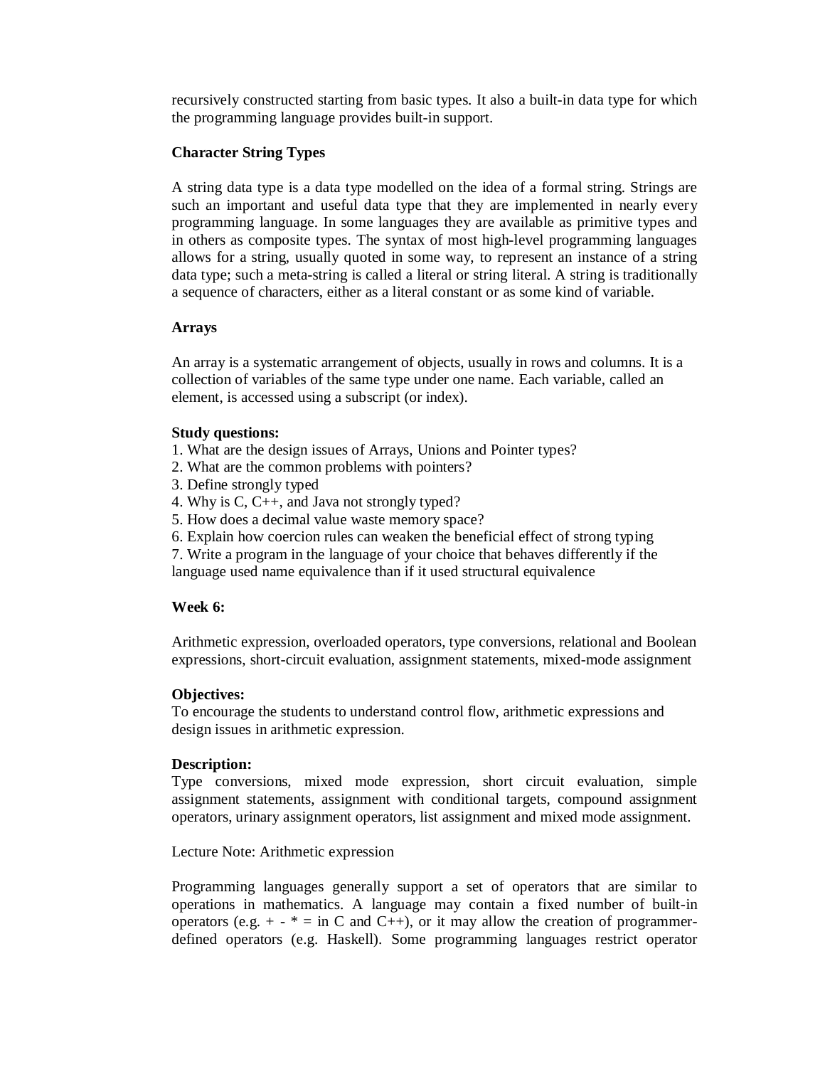recursively constructed starting from basic types. It also a built-in data type for which the programming language provides built-in support.

**Character String Types**

A string data type is a data type modelled on the idea of a formal string. Strings are such an important and useful data type that they are implemented in nearly every programming language. In some languages they are available as primitive types and in others as composite types. The syntax of most high-level programming languages allows for a string, usually quoted in some way, to represent an instance of a string data type; such a meta-string is called a literal or string literal. A string is traditionally a sequence of characters, either as a literal constant or as some kind of variable.

**Arrays**

An array is a systematic arrangement of objects, usually in rows and columns. It is a collection of variables of the same type under one name. Each variable, called an element, is accessed using a subscript (or index).

**Study questions:**

1. What are the design issues of Arrays, Unions and Pointer types?
2. What are the common problems with pointers?
3. Define strongly typed
4. Why is C, C++, and Java not strongly typed?
5. How does a decimal value waste memory space?
6. Explain how coercion rules can weaken the beneficial effect of strong typing
7. Write a program in the language of your choice that behaves differently if the language used name equivalence than if it used structural equivalence

**Week 6:**

Arithmetic expression, overloaded operators, type conversions, relational and Boolean expressions, short-circuit evaluation, assignment statements, mixed-mode assignment

**Objectives:**
To encourage the students to understand control flow, arithmetic expressions and design issues in arithmetic expression.

**Description:**
Type conversions, mixed mode expression, short circuit evaluation, simple assignment statements, assignment with conditional targets, compound assignment operators, urinary assignment operators, list assignment and mixed mode assignment.

Lecture Note: Arithmetic expression

Programming languages generally support a set of operators that are similar to operations in mathematics. A language may contain a fixed number of built-in operators (e.g. + - * = in C and C++), or it may allow the creation of programmer-defined operators (e.g. Haskell). Some programming languages restrict operator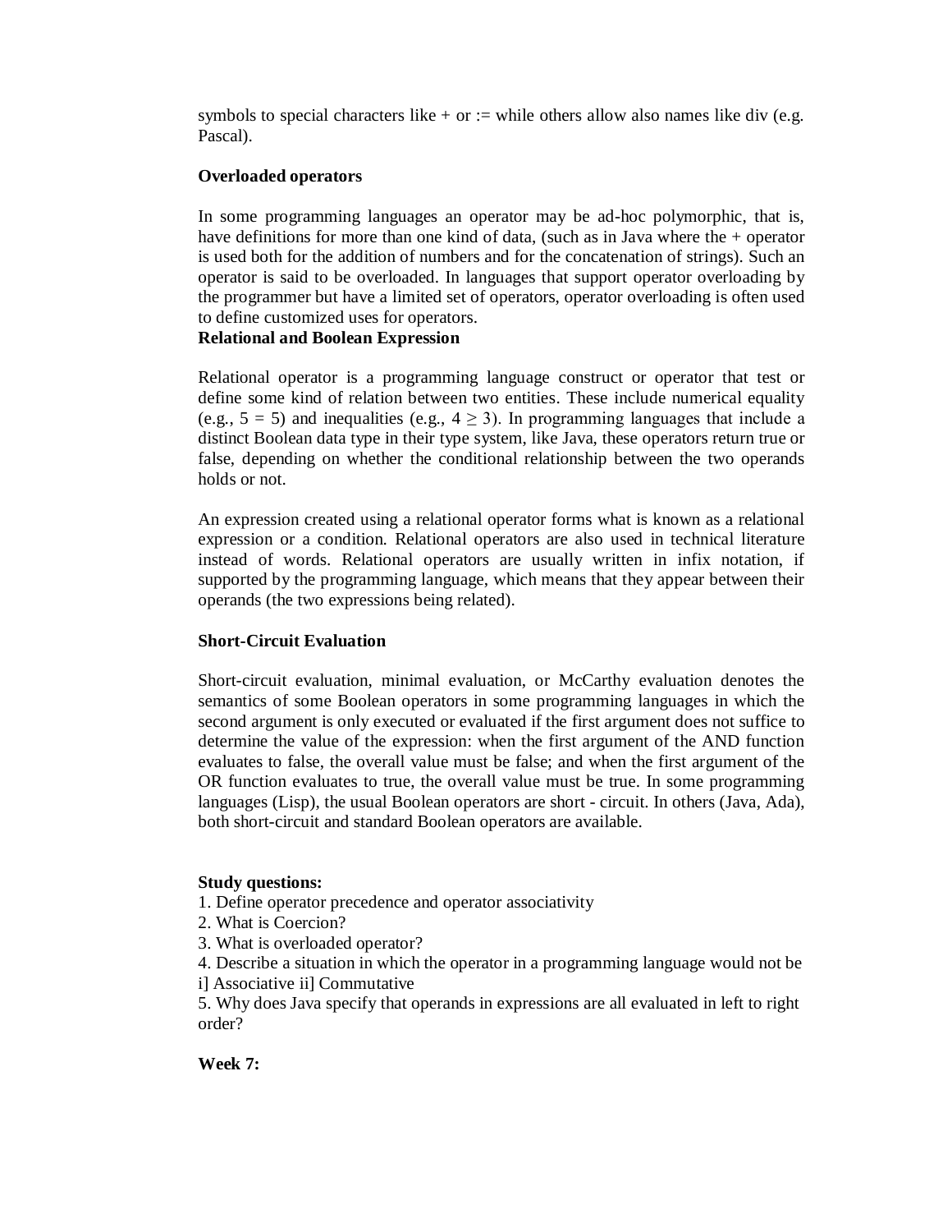symbols to special characters like + or := while others allow also names like div (e.g. Pascal).

**Overloaded operators**

In some programming languages an operator may be ad-hoc polymorphic, that is, have definitions for more than one kind of data, (such as in Java where the + operator is used both for the addition of numbers and for the concatenation of strings). Such an operator is said to be overloaded. In languages that support operator overloading by the programmer but have a limited set of operators, operator overloading is often used to define customized uses for operators.

**Relational and Boolean Expression**

Relational operator is a programming language construct or operator that test or define some kind of relation between two entities. These include numerical equality (e.g., $5 = 5$) and inequalities (e.g., $4 \geq 3$). In programming languages that include a distinct Boolean data type in their type system, like Java, these operators return true or false, depending on whether the conditional relationship between the two operands holds or not.

An expression created using a relational operator forms what is known as a relational expression or a condition. Relational operators are also used in technical literature instead of words. Relational operators are usually written in infix notation, if supported by the programming language, which means that they appear between their operands (the two expressions being related).

**Short-Circuit Evaluation**

Short-circuit evaluation, minimal evaluation, or McCarthy evaluation denotes the semantics of some Boolean operators in some programming languages in which the second argument is only executed or evaluated if the first argument does not suffice to determine the value of the expression: when the first argument of the AND function evaluates to false, the overall value must be false; and when the first argument of the OR function evaluates to true, the overall value must be true. In some programming languages (Lisp), the usual Boolean operators are short - circuit. In others (Java, Ada), both short-circuit and standard Boolean operators are available.

**Study questions:**

1. Define operator precedence and operator associativity
2. What is Coercion?
3. What is overloaded operator?
4. Describe a situation in which the operator in a programming language would not be i] Associative ii] Commutative
5. Why does Java specify that operands in expressions are all evaluated in left to right order?

**Week 7:**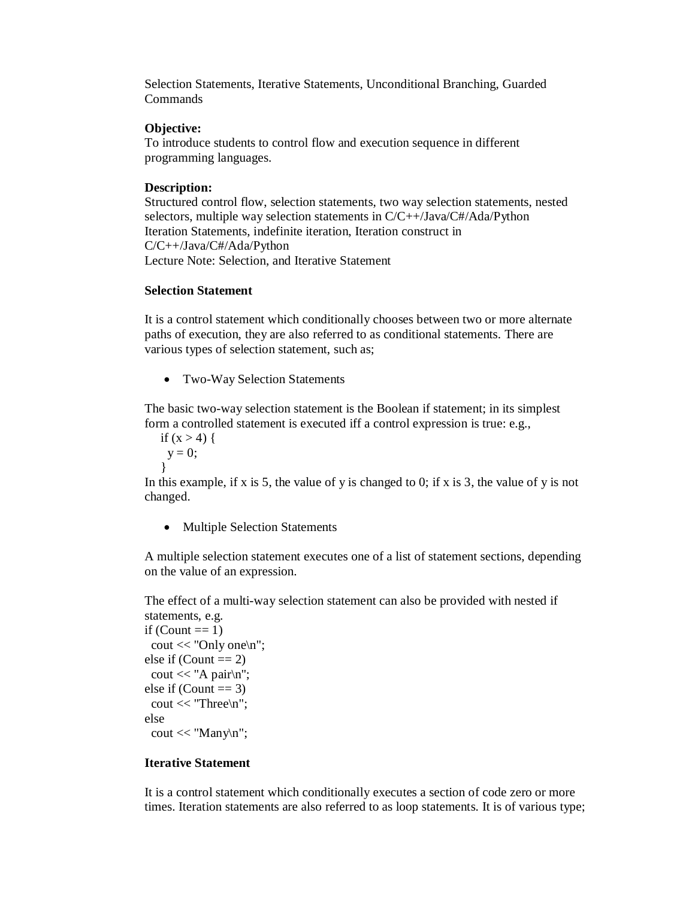Selection Statements, Iterative Statements, Unconditional Branching, Guarded Commands

**Objective:**
To introduce students to control flow and execution sequence in different programming languages.

**Description:**
Structured control flow, selection statements, two way selection statements, nested selectors, multiple way selection statements in C/C++/Java/C#/Ada/Python
Iteration Statements, indefinite iteration, Iteration construct in C/C++/Java/C#/Ada/Python
Lecture Note: Selection, and Iterative Statement

**Selection Statement**

It is a control statement which conditionally chooses between two or more alternate paths of execution, they are also referred to as conditional statements. There are various types of selection statement, such as;

- Two-Way Selection Statements

The basic two-way selection statement is the Boolean if statement; in its simplest form a controlled statement is executed iff a control expression is true: e.g.,

```
if (x > 4) {
  y = 0;
}
```

In this example, if x is 5, the value of y is changed to 0; if x is 3, the value of y is not changed.

- Multiple Selection Statements

A multiple selection statement executes one of a list of statement sections, depending on the value of an expression.

The effect of a multi-way selection statement can also be provided with nested if statements, e.g.

```
if (Count == 1)
  cout << "Only one\n";
else if (Count == 2)
  cout << "A pair\n";
else if (Count == 3)
  cout << "Three\n";
else
  cout << "Many\n";
```

**Iterative Statement**

It is a control statement which conditionally executes a section of code zero or more times. Iteration statements are also referred to as loop statements. It is of various type;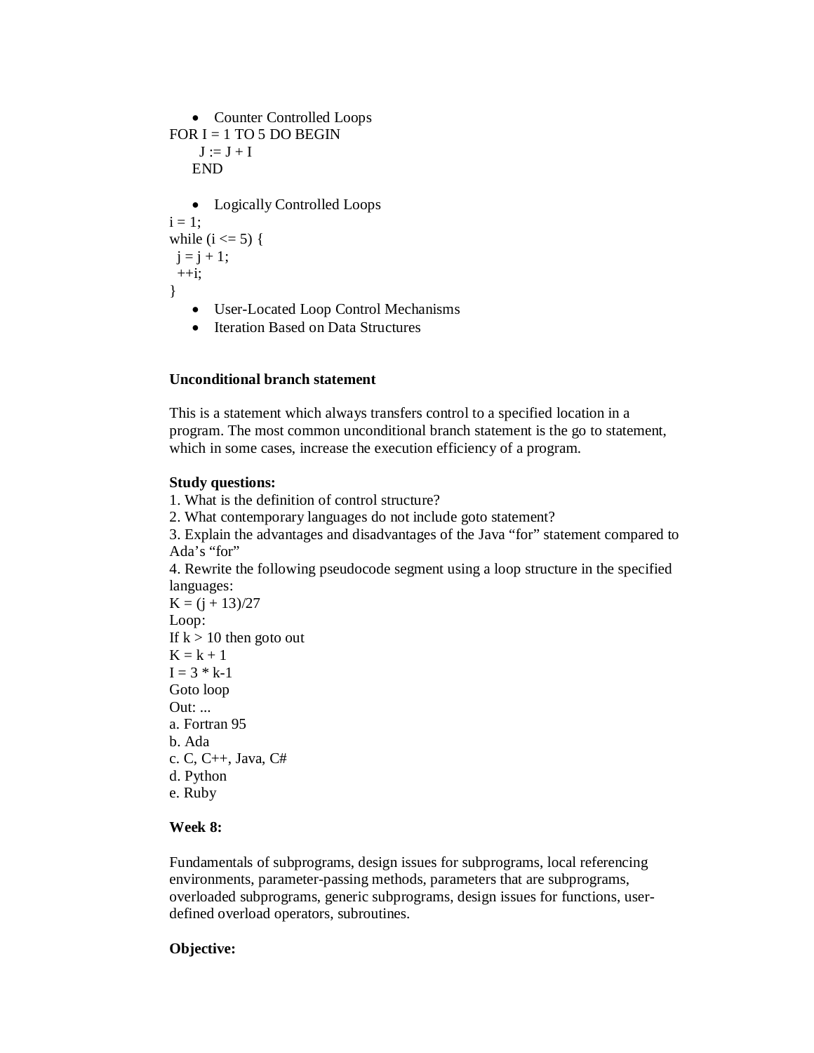- Counter Controlled Loops

```
FOR I = 1 TO 5 DO BEGIN
     J := J + I
    END
```

- Logically Controlled Loops

```
i = 1;
while (i <= 5) {
  j = j + 1;
  ++i;
}
```

- User-Located Loop Control Mechanisms
- Iteration Based on Data Structures

**Unconditional branch statement**

This is a statement which always transfers control to a specified location in a program. The most common unconditional branch statement is the go to statement, which in some cases, increase the execution efficiency of a program.

**Study questions:**

1. What is the definition of control structure?
2. What contemporary languages do not include goto statement?
3. Explain the advantages and disadvantages of the Java "for" statement compared to Ada's "for"
4. Rewrite the following pseudocode segment using a loop structure in the specified languages:

```
K = (j + 13)/27
Loop:
If k > 10 then goto out
K = k + 1
I = 3 * k-1
Goto loop
Out: ...
```

a. Fortran 95
b. Ada
c. C, C++, Java, C#
d. Python
e. Ruby

**Week 8:**

Fundamentals of subprograms, design issues for subprograms, local referencing environments, parameter-passing methods, parameters that are subprograms, overloaded subprograms, generic subprograms, design issues for functions, user-defined overload operators, subroutines.

**Objective:**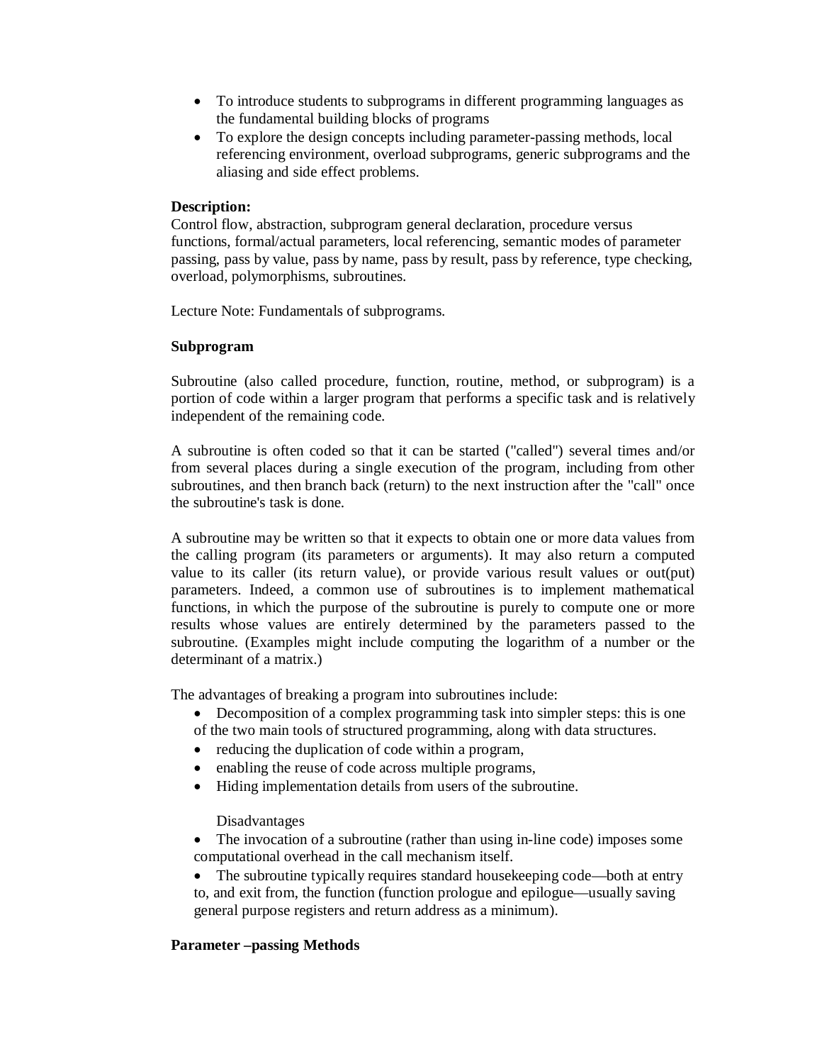- To introduce students to subprograms in different programming languages as the fundamental building blocks of programs
- To explore the design concepts including parameter-passing methods, local referencing environment, overload subprograms, generic subprograms and the aliasing and side effect problems.

**Description:**
Control flow, abstraction, subprogram general declaration, procedure versus functions, formal/actual parameters, local referencing, semantic modes of parameter passing, pass by value, pass by name, pass by result, pass by reference, type checking, overload, polymorphisms, subroutines.

Lecture Note: Fundamentals of subprograms.

**Subprogram**

Subroutine (also called procedure, function, routine, method, or subprogram) is a portion of code within a larger program that performs a specific task and is relatively independent of the remaining code.

A subroutine is often coded so that it can be started ("called") several times and/or from several places during a single execution of the program, including from other subroutines, and then branch back (return) to the next instruction after the "call" once the subroutine's task is done.

A subroutine may be written so that it expects to obtain one or more data values from the calling program (its parameters or arguments). It may also return a computed value to its caller (its return value), or provide various result values or out(put) parameters. Indeed, a common use of subroutines is to implement mathematical functions, in which the purpose of the subroutine is purely to compute one or more results whose values are entirely determined by the parameters passed to the subroutine. (Examples might include computing the logarithm of a number or the determinant of a matrix.)

The advantages of breaking a program into subroutines include:

- Decomposition of a complex programming task into simpler steps: this is one of the two main tools of structured programming, along with data structures.
- reducing the duplication of code within a program,
- enabling the reuse of code across multiple programs,
- Hiding implementation details from users of the subroutine.

Disadvantages

- The invocation of a subroutine (rather than using in-line code) imposes some computational overhead in the call mechanism itself.
- The subroutine typically requires standard housekeeping code—both at entry to, and exit from, the function (function prologue and epilogue—usually saving general purpose registers and return address as a minimum).

**Parameter –passing Methods**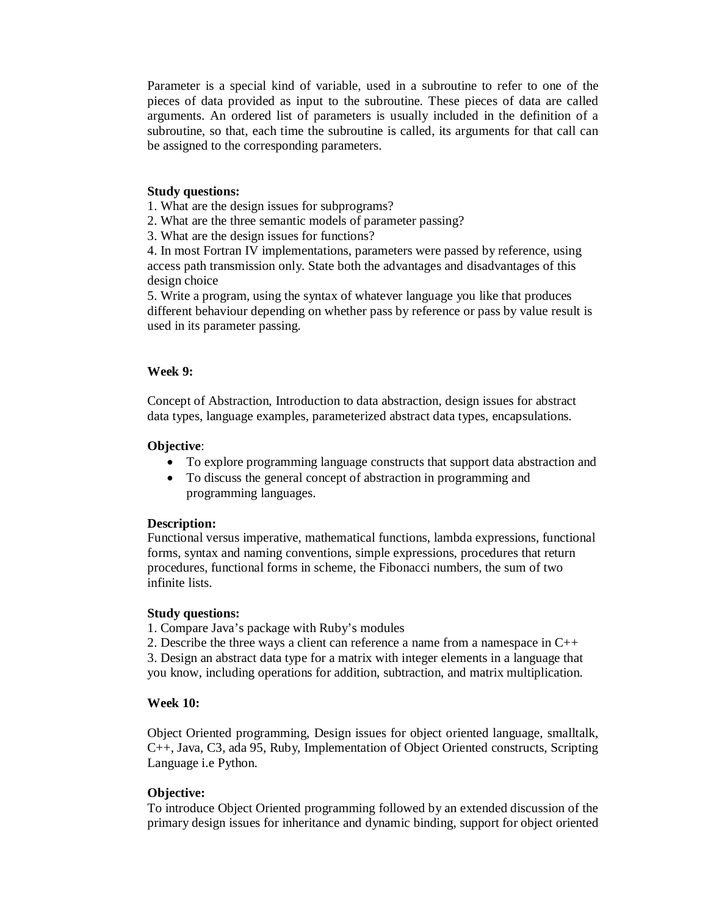Parameter is a special kind of variable, used in a subroutine to refer to one of the pieces of data provided as input to the subroutine. These pieces of data are called arguments. An ordered list of parameters is usually included in the definition of a subroutine, so that, each time the subroutine is called, its arguments for that call can be assigned to the corresponding parameters.

**Study questions:**

1. What are the design issues for subprograms?
2. What are the three semantic models of parameter passing?
3. What are the design issues for functions?
4. In most Fortran IV implementations, parameters were passed by reference, using access path transmission only. State both the advantages and disadvantages of this design choice
5. Write a program, using the syntax of whatever language you like that produces different behaviour depending on whether pass by reference or pass by value result is used in its parameter passing.

**Week 9:**

Concept of Abstraction, Introduction to data abstraction, design issues for abstract data types, language examples, parameterized abstract data types, encapsulations.

**Objective**:

- To explore programming language constructs that support data abstraction and
- To discuss the general concept of abstraction in programming and programming languages.

**Description:**
Functional versus imperative, mathematical functions, lambda expressions, functional forms, syntax and naming conventions, simple expressions, procedures that return procedures, functional forms in scheme, the Fibonacci numbers, the sum of two infinite lists.

**Study questions:**

1. Compare Java's package with Ruby's modules
2. Describe the three ways a client can reference a name from a namespace in C++
3. Design an abstract data type for a matrix with integer elements in a language that you know, including operations for addition, subtraction, and matrix multiplication.

**Week 10:**

Object Oriented programming, Design issues for object oriented language, smalltalk, C++, Java, C3, ada 95, Ruby, Implementation of Object Oriented constructs, Scripting Language i.e Python.

**Objective:**
To introduce Object Oriented programming followed by an extended discussion of the primary design issues for inheritance and dynamic binding, support for object oriented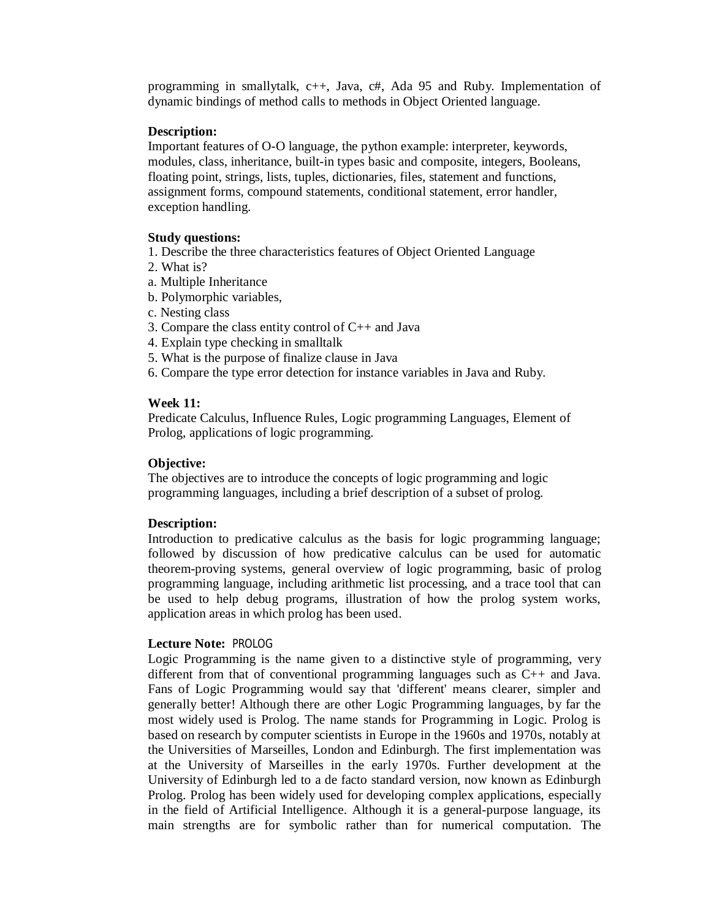programming in smallytalk, c++, Java, c#, Ada 95 and Ruby. Implementation of dynamic bindings of method calls to methods in Object Oriented language.

**Description:**
Important features of O-O language, the python example: interpreter, keywords, modules, class, inheritance, built-in types basic and composite, integers, Booleans, floating point, strings, lists, tuples, dictionaries, files, statement and functions, assignment forms, compound statements, conditional statement, error handler, exception handling.

**Study questions:**

1. Describe the three characteristics features of Object Oriented Language
2. What is?
   a. Multiple Inheritance
   b. Polymorphic variables,
   c. Nesting class
3. Compare the class entity control of C++ and Java
4. Explain type checking in smalltalk
5. What is the purpose of finalize clause in Java
6. Compare the type error detection for instance variables in Java and Ruby.

**Week 11:**
Predicate Calculus, Influence Rules, Logic programming Languages, Element of Prolog, applications of logic programming.

**Objective:**
The objectives are to introduce the concepts of logic programming and logic programming languages, including a brief description of a subset of prolog.

**Description:**
Introduction to predicative calculus as the basis for logic programming language; followed by discussion of how predicative calculus can be used for automatic theorem-proving systems, general overview of logic programming, basic of prolog programming language, including arithmetic list processing, and a trace tool that can be used to help debug programs, illustration of how the prolog system works, application areas in which prolog has been used.

**Lecture Note:** PROLOG
Logic Programming is the name given to a distinctive style of programming, very different from that of conventional programming languages such as C++ and Java. Fans of Logic Programming would say that 'different' means clearer, simpler and generally better! Although there are other Logic Programming languages, by far the most widely used is Prolog. The name stands for Programming in Logic. Prolog is based on research by computer scientists in Europe in the 1960s and 1970s, notably at the Universities of Marseilles, London and Edinburgh. The first implementation was at the University of Marseilles in the early 1970s. Further development at the University of Edinburgh led to a de facto standard version, now known as Edinburgh Prolog. Prolog has been widely used for developing complex applications, especially in the field of Artificial Intelligence. Although it is a general-purpose language, its main strengths are for symbolic rather than for numerical computation. The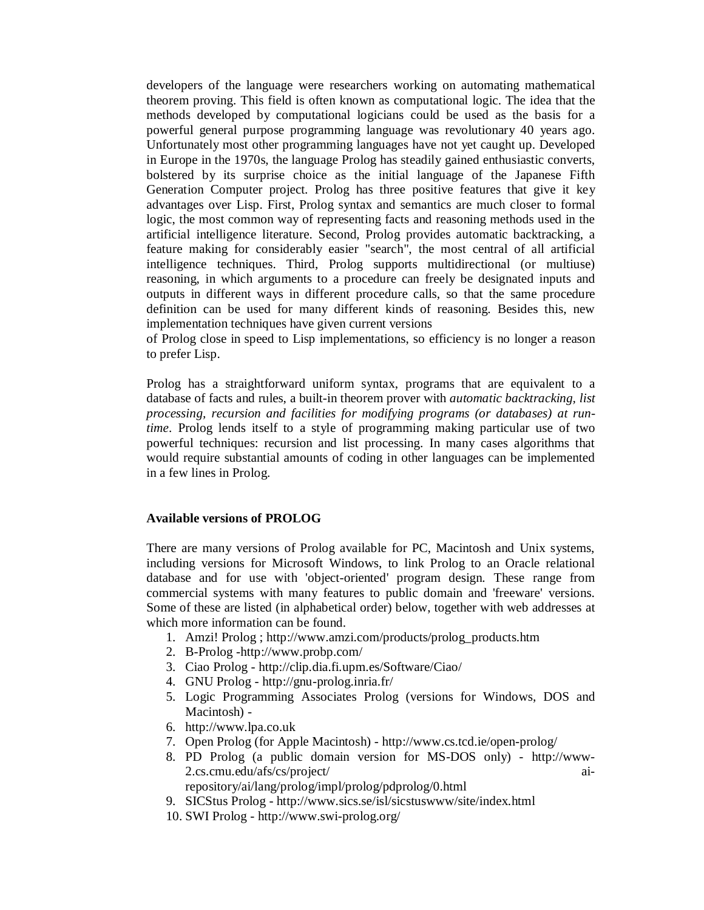developers of the language were researchers working on automating mathematical theorem proving. This field is often known as computational logic. The idea that the methods developed by computational logicians could be used as the basis for a powerful general purpose programming language was revolutionary 40 years ago. Unfortunately most other programming languages have not yet caught up. Developed in Europe in the 1970s, the language Prolog has steadily gained enthusiastic converts, bolstered by its surprise choice as the initial language of the Japanese Fifth Generation Computer project. Prolog has three positive features that give it key advantages over Lisp. First, Prolog syntax and semantics are much closer to formal logic, the most common way of representing facts and reasoning methods used in the artificial intelligence literature. Second, Prolog provides automatic backtracking, a feature making for considerably easier "search", the most central of all artificial intelligence techniques. Third, Prolog supports multidirectional (or multiuse) reasoning, in which arguments to a procedure can freely be designated inputs and outputs in different ways in different procedure calls, so that the same procedure definition can be used for many different kinds of reasoning. Besides this, new implementation techniques have given current versions
of Prolog close in speed to Lisp implementations, so efficiency is no longer a reason to prefer Lisp.

Prolog has a straightforward uniform syntax, programs that are equivalent to a database of facts and rules, a built-in theorem prover with *automatic backtracking, list processing, recursion and facilities for modifying programs (or databases) at run-time*. Prolog lends itself to a style of programming making particular use of two powerful techniques: recursion and list processing. In many cases algorithms that would require substantial amounts of coding in other languages can be implemented in a few lines in Prolog.

**Available versions of PROLOG**

There are many versions of Prolog available for PC, Macintosh and Unix systems, including versions for Microsoft Windows, to link Prolog to an Oracle relational database and for use with 'object-oriented' program design. These range from commercial systems with many features to public domain and 'freeware' versions. Some of these are listed (in alphabetical order) below, together with web addresses at which more information can be found.

1. Amzi! Prolog ; http://www.amzi.com/products/prolog_products.htm
2. B-Prolog -http://www.probp.com/
3. Ciao Prolog - http://clip.dia.fi.upm.es/Software/Ciao/
4. GNU Prolog - http://gnu-prolog.inria.fr/
5. Logic Programming Associates Prolog (versions for Windows, DOS and Macintosh) -
6. http://www.lpa.co.uk
7. Open Prolog (for Apple Macintosh) - http://www.cs.tcd.ie/open-prolog/
8. PD Prolog (a public domain version for MS-DOS only) - http://www-2.cs.cmu.edu/afs/cs/project/ ai-repository/ai/lang/prolog/impl/prolog/pdprolog/0.html
9. SICStus Prolog - http://www.sics.se/isl/sicstuswww/site/index.html
10. SWI Prolog - http://www.swi-prolog.org/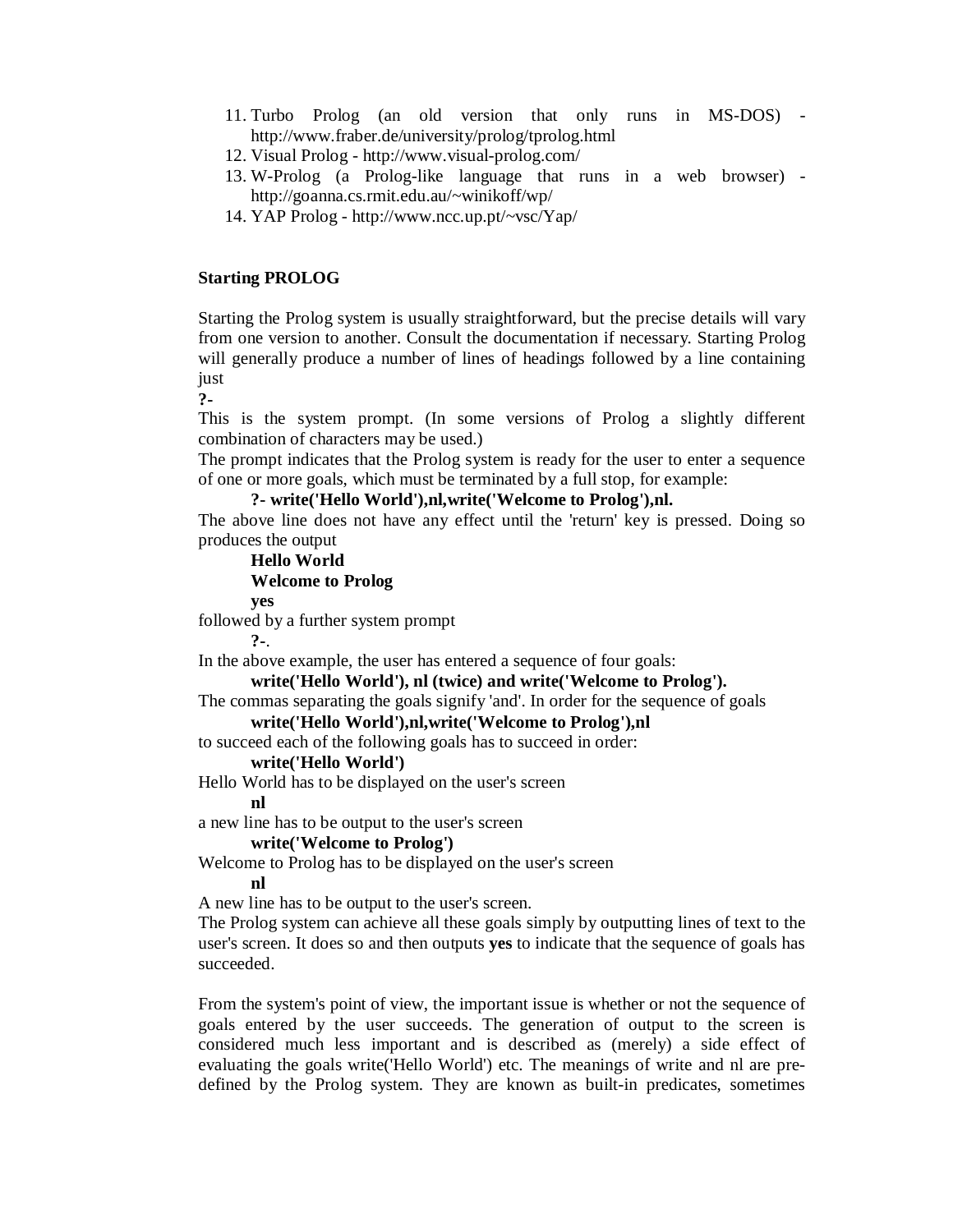11. Turbo Prolog (an old version that only runs in MS-DOS) - http://www.fraber.de/university/prolog/tprolog.html
12. Visual Prolog - http://www.visual-prolog.com/
13. W-Prolog (a Prolog-like language that runs in a web browser) - http://goanna.cs.rmit.edu.au/~winikoff/wp/
14. YAP Prolog - http://www.ncc.up.pt/~vsc/Yap/

**Starting PROLOG**

Starting the Prolog system is usually straightforward, but the precise details will vary from one version to another. Consult the documentation if necessary. Starting Prolog will generally produce a number of lines of headings followed by a line containing just

**?-**

This is the system prompt. (In some versions of Prolog a slightly different combination of characters may be used.)

The prompt indicates that the Prolog system is ready for the user to enter a sequence of one or more goals, which must be terminated by a full stop, for example:

**?- write('Hello World'),nl,write('Welcome to Prolog'),nl.**

The above line does not have any effect until the 'return' key is pressed. Doing so produces the output

**Hello World**

**Welcome to Prolog**

**yes**

followed by a further system prompt

**?-**.

In the above example, the user has entered a sequence of four goals:

**write('Hello World'), nl (twice) and write('Welcome to Prolog').**

The commas separating the goals signify 'and'. In order for the sequence of goals

**write('Hello World'),nl,write('Welcome to Prolog'),nl**

to succeed each of the following goals has to succeed in order:

**write('Hello World')**

Hello World has to be displayed on the user's screen

**nl**

a new line has to be output to the user's screen

**write('Welcome to Prolog')**

Welcome to Prolog has to be displayed on the user's screen

**nl**

A new line has to be output to the user's screen.

The Prolog system can achieve all these goals simply by outputting lines of text to the user's screen. It does so and then outputs **yes** to indicate that the sequence of goals has succeeded.

From the system's point of view, the important issue is whether or not the sequence of goals entered by the user succeeds. The generation of output to the screen is considered much less important and is described as (merely) a side effect of evaluating the goals write('Hello World') etc. The meanings of write and nl are pre-defined by the Prolog system. They are known as built-in predicates, sometimes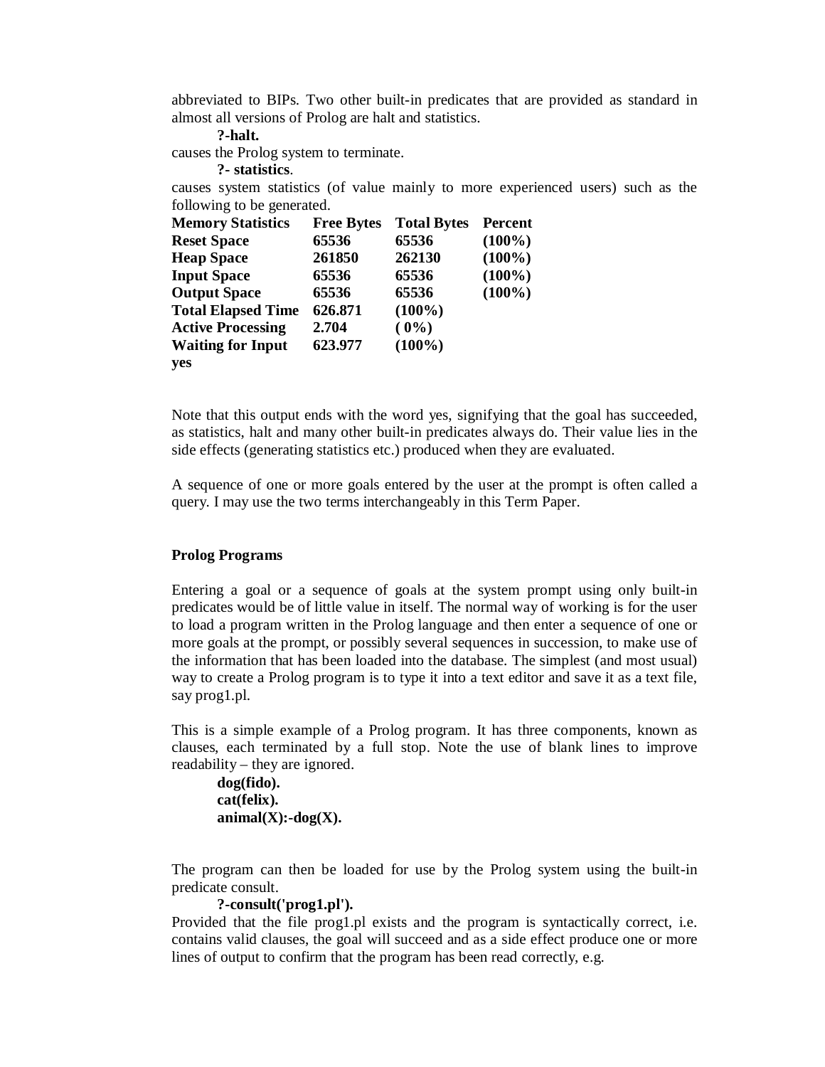abbreviated to BIPs. Two other built-in predicates that are provided as standard in almost all versions of Prolog are halt and statistics.

**?-halt.**

causes the Prolog system to terminate.

**?- statistics**.

causes system statistics (of value mainly to more experienced users) such as the following to be generated.

| **Memory Statistics** | **Free Bytes** | **Total Bytes** | **Percent** |
|---|---|---|---|
| **Reset Space** | **65536** | **65536** | **(100%)** |
| **Heap Space** | **261850** | **262130** | **(100%)** |
| **Input Space** | **65536** | **65536** | **(100%)** |
| **Output Space** | **65536** | **65536** | **(100%)** |
| **Total Elapsed Time** | **626.871** | **(100%)** | |
| **Active Processing** | **2.704** | **( 0%)** | |
| **Waiting for Input** | **623.977** | **(100%)** | |

**yes**

Note that this output ends with the word yes, signifying that the goal has succeeded, as statistics, halt and many other built-in predicates always do. Their value lies in the side effects (generating statistics etc.) produced when they are evaluated.

A sequence of one or more goals entered by the user at the prompt is often called a query. I may use the two terms interchangeably in this Term Paper.

**Prolog Programs**

Entering a goal or a sequence of goals at the system prompt using only built-in predicates would be of little value in itself. The normal way of working is for the user to load a program written in the Prolog language and then enter a sequence of one or more goals at the prompt, or possibly several sequences in succession, to make use of the information that has been loaded into the database. The simplest (and most usual) way to create a Prolog program is to type it into a text editor and save it as a text file, say prog1.pl.

This is a simple example of a Prolog program. It has three components, known as clauses, each terminated by a full stop. Note the use of blank lines to improve readability – they are ignored.

```
dog(fido).
cat(felix).
animal(X):-dog(X).
```

The program can then be loaded for use by the Prolog system using the built-in predicate consult.

**?-consult('prog1.pl').**

Provided that the file prog1.pl exists and the program is syntactically correct, i.e. contains valid clauses, the goal will succeed and as a side effect produce one or more lines of output to confirm that the program has been read correctly, e.g.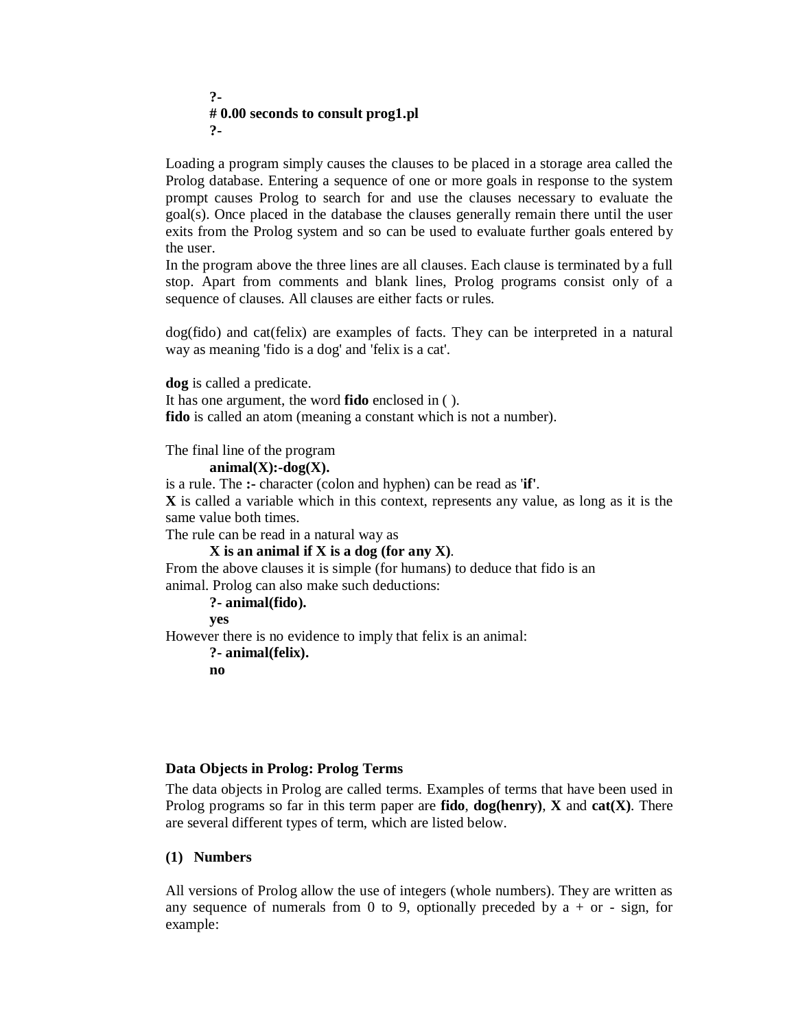```
?-
# 0.00 seconds to consult prog1.pl
?-
```

Loading a program simply causes the clauses to be placed in a storage area called the Prolog database. Entering a sequence of one or more goals in response to the system prompt causes Prolog to search for and use the clauses necessary to evaluate the goal(s). Once placed in the database the clauses generally remain there until the user exits from the Prolog system and so can be used to evaluate further goals entered by the user.
In the program above the three lines are all clauses. Each clause is terminated by a full stop. Apart from comments and blank lines, Prolog programs consist only of a sequence of clauses. All clauses are either facts or rules.

dog(fido) and cat(felix) are examples of facts. They can be interpreted in a natural way as meaning 'fido is a dog' and 'felix is a cat'.

**dog** is called a predicate.
It has one argument, the word **fido** enclosed in ( ).
**fido** is called an atom (meaning a constant which is not a number).

The final line of the program

**animal(X):-dog(X).**

is a rule. The **:-** character (colon and hyphen) can be read as '**if**'.
**X** is called a variable which in this context, represents any value, as long as it is the same value both times.
The rule can be read in a natural way as

**X is an animal if X is a dog (for any X)**.

From the above clauses it is simple (for humans) to deduce that fido is an animal. Prolog can also make such deductions:

```
?- animal(fido).
yes
```

However there is no evidence to imply that felix is an animal:

```
?- animal(felix).
no
```

**Data Objects in Prolog: Prolog Terms**

The data objects in Prolog are called terms. Examples of terms that have been used in Prolog programs so far in this term paper are **fido**, **dog(henry)**, **X** and **cat(X)**. There are several different types of term, which are listed below.

**(1) Numbers**

All versions of Prolog allow the use of integers (whole numbers). They are written as any sequence of numerals from 0 to 9, optionally preceded by a + or - sign, for example: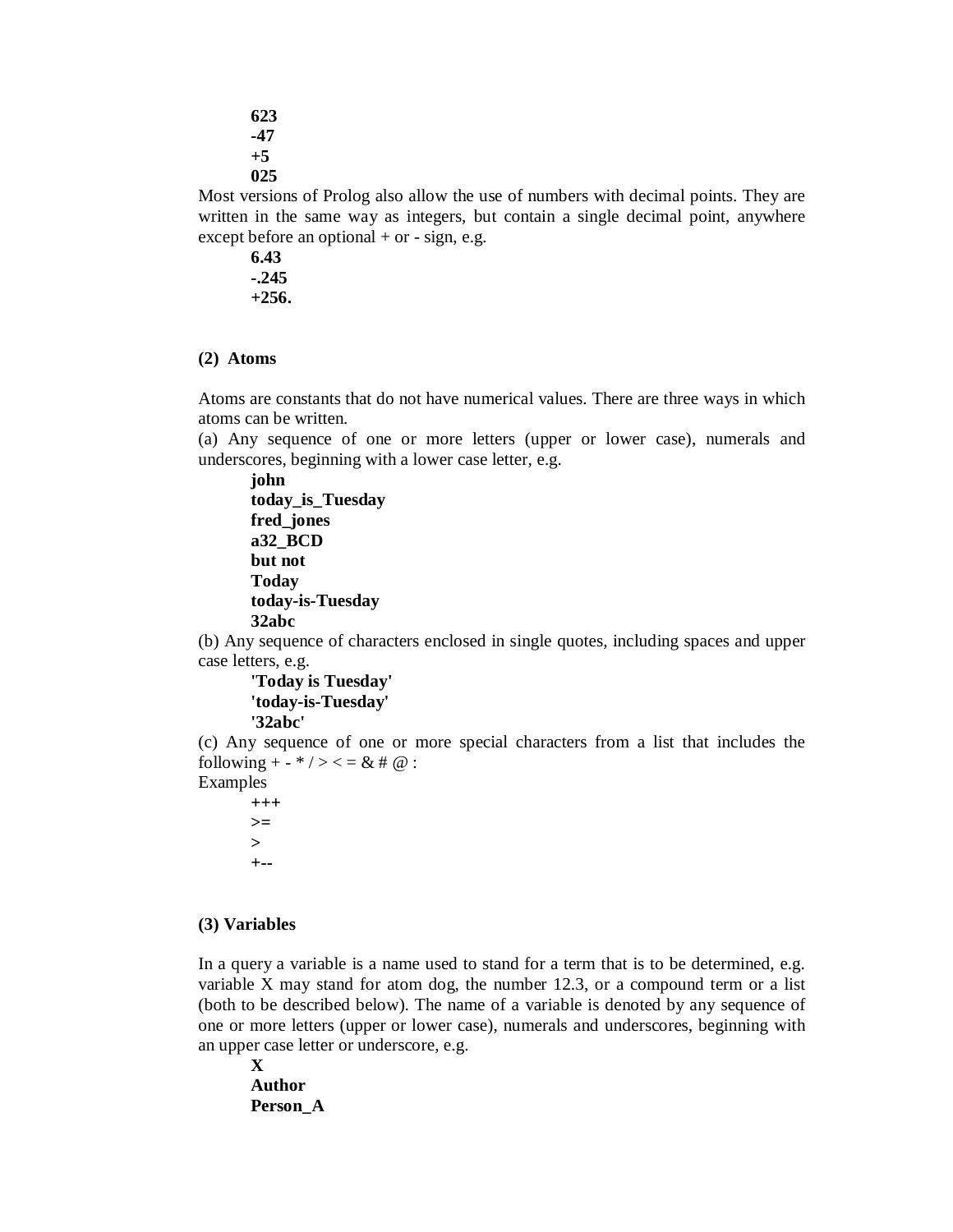**623**
**-47**
**+5**
**025**

Most versions of Prolog also allow the use of numbers with decimal points. They are written in the same way as integers, but contain a single decimal point, anywhere except before an optional + or - sign, e.g.

**6.43**
**-.245**
**+256.**

### (2) Atoms

Atoms are constants that do not have numerical values. There are three ways in which atoms can be written.

(a) Any sequence of one or more letters (upper or lower case), numerals and underscores, beginning with a lower case letter, e.g.

**john**
**today_is_Tuesday**
**fred_jones**
**a32_BCD**
**but not**
**Today**
**today-is-Tuesday**
**32abc**

(b) Any sequence of characters enclosed in single quotes, including spaces and upper case letters, e.g.

**'Today is Tuesday'**
**'today-is-Tuesday'**
**'32abc'**

(c) Any sequence of one or more special characters from a list that includes the following + - * / > < = & # @ :

Examples

+++
>=
>
+--

### (3) Variables

In a query a variable is a name used to stand for a term that is to be determined, e.g. variable X may stand for atom dog, the number 12.3, or a compound term or a list (both to be described below). The name of a variable is denoted by any sequence of one or more letters (upper or lower case), numerals and underscores, beginning with an upper case letter or underscore, e.g.

**X**
**Author**
**Person_A**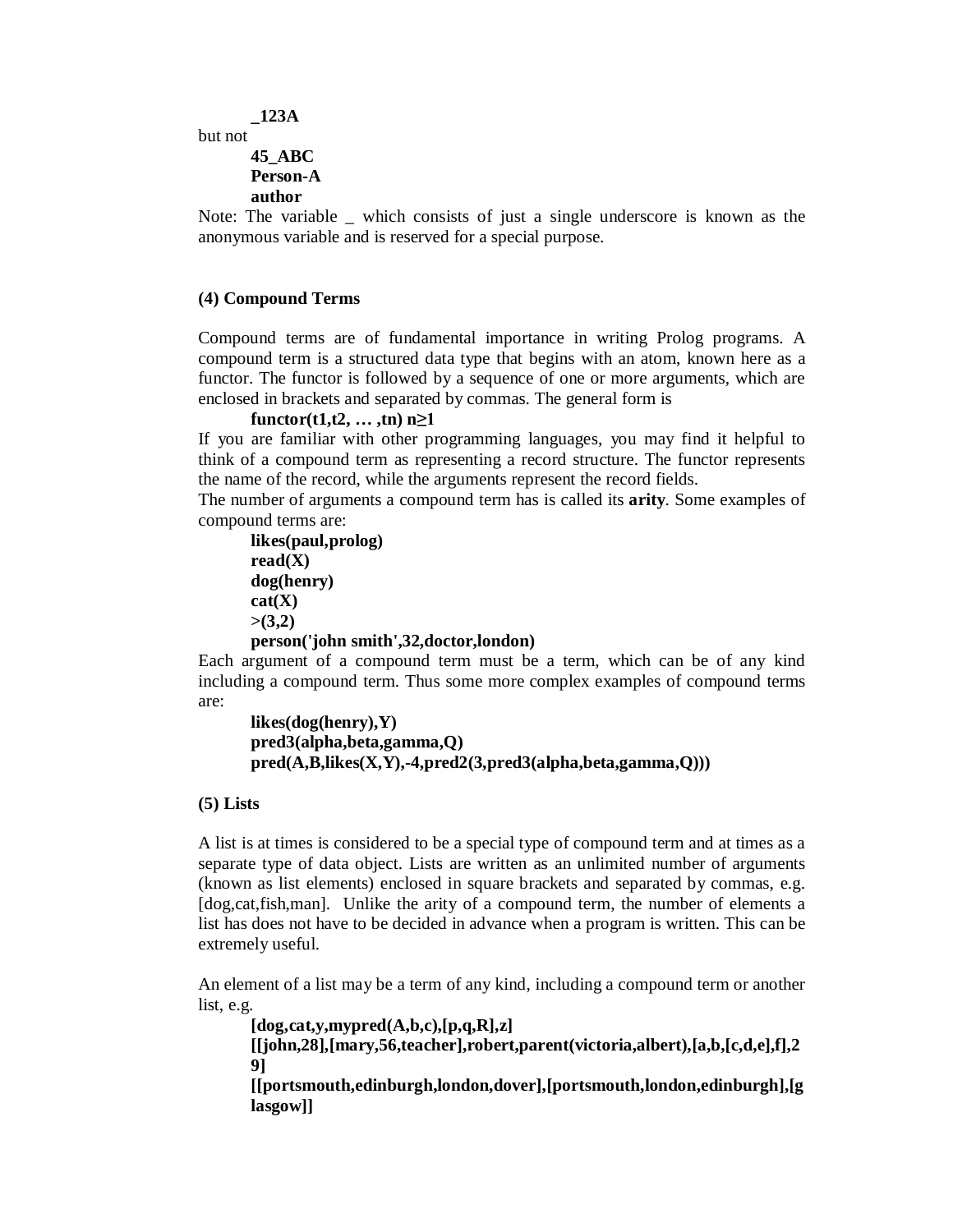**_123A**

but not

**45_ABC**
**Person-A**
**author**

Note: The variable _ which consists of just a single underscore is known as the anonymous variable and is reserved for a special purpose.

### (4) Compound Terms

Compound terms are of fundamental importance in writing Prolog programs. A compound term is a structured data type that begins with an atom, known here as a functor. The functor is followed by a sequence of one or more arguments, which are enclosed in brackets and separated by commas. The general form is

**functor(t1,t2, … ,tn) n≥1**

If you are familiar with other programming languages, you may find it helpful to think of a compound term as representing a record structure. The functor represents the name of the record, while the arguments represent the record fields.

The number of arguments a compound term has is called its **arity**. Some examples of compound terms are:

**likes(paul,prolog)**
**read(X)**
**dog(henry)**
**cat(X)**
**>(3,2)**
**person('john smith',32,doctor,london)**

Each argument of a compound term must be a term, which can be of any kind including a compound term. Thus some more complex examples of compound terms are:

**likes(dog(henry),Y)**
**pred3(alpha,beta,gamma,Q)**
**pred(A,B,likes(X,Y),-4,pred2(3,pred3(alpha,beta,gamma,Q)))**

### (5) Lists

A list is at times is considered to be a special type of compound term and at times as a separate type of data object. Lists are written as an unlimited number of arguments (known as list elements) enclosed in square brackets and separated by commas, e.g. [dog,cat,fish,man]. Unlike the arity of a compound term, the number of elements a list has does not have to be decided in advance when a program is written. This can be extremely useful.

An element of a list may be a term of any kind, including a compound term or another list, e.g.

**[dog,cat,y,mypred(A,b,c),[p,q,R],z]**
**[[john,28],[mary,56,teacher],robert,parent(victoria,albert),[a,b,[c,d,e],f],29]**
**[[portsmouth,edinburgh,london,dover],[portsmouth,london,edinburgh],[glasgow]]**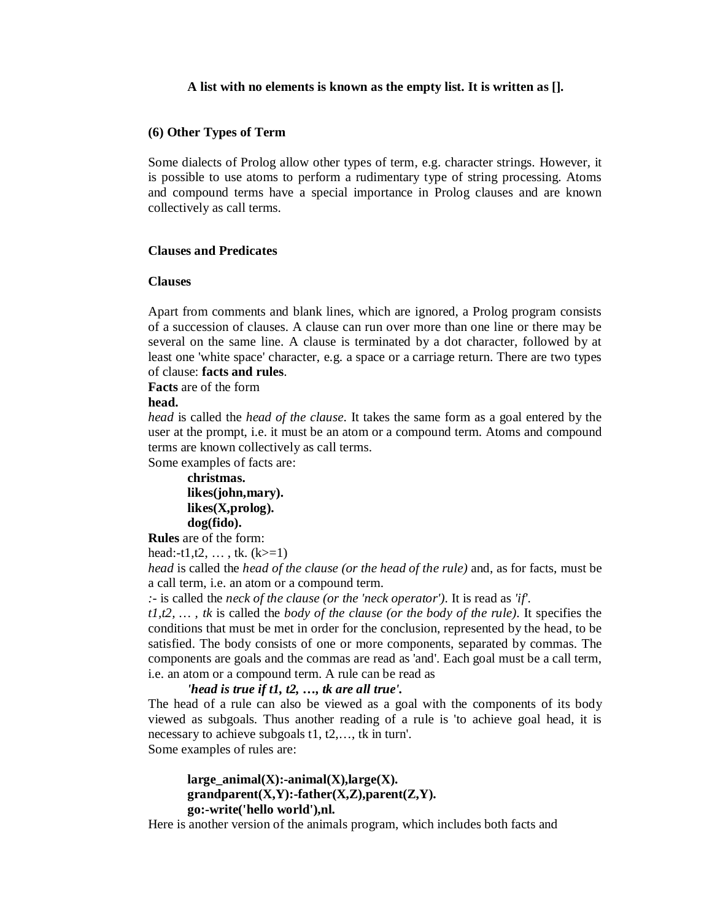**A list with no elements is known as the empty list. It is written as [].**

### (6) Other Types of Term

Some dialects of Prolog allow other types of term, e.g. character strings. However, it is possible to use atoms to perform a rudimentary type of string processing. Atoms and compound terms have a special importance in Prolog clauses and are known collectively as call terms.

## Clauses and Predicates

### Clauses

Apart from comments and blank lines, which are ignored, a Prolog program consists of a succession of clauses. A clause can run over more than one line or there may be several on the same line. A clause is terminated by a dot character, followed by at least one 'white space' character, e.g. a space or a carriage return. There are two types of clause: **facts and rules**.

**Facts** are of the form

**head.**

*head* is called the *head of the clause.* It takes the same form as a goal entered by the user at the prompt, i.e. it must be an atom or a compound term. Atoms and compound terms are known collectively as call terms.

Some examples of facts are:

```
christmas.
likes(john,mary).
likes(X,prolog).
dog(fido).
```

**Rules** are of the form:

head:-t1,t2, … , tk. (k>=1)

*head* is called the *head of the clause (or the head of the rule)* and, as for facts, must be a call term, i.e. an atom or a compound term.

*:-* is called the *neck of the clause (or the 'neck operator').* It is read as *'if'*.

*t1,t2, … , tk* is called the *body of the clause (or the body of the rule).* It specifies the conditions that must be met in order for the conclusion, represented by the head, to be satisfied. The body consists of one or more components, separated by commas. The components are goals and the commas are read as 'and'. Each goal must be a call term, i.e. an atom or a compound term. A rule can be read as

***'head is true if t1, t2, …, tk are all true'.***

The head of a rule can also be viewed as a goal with the components of its body viewed as subgoals. Thus another reading of a rule is 'to achieve goal head, it is necessary to achieve subgoals t1, t2,…, tk in turn'.

Some examples of rules are:

```
large_animal(X):-animal(X),large(X).
grandparent(X,Y):-father(X,Z),parent(Z,Y).
go:-write('hello world'),nl.
```

Here is another version of the animals program, which includes both facts and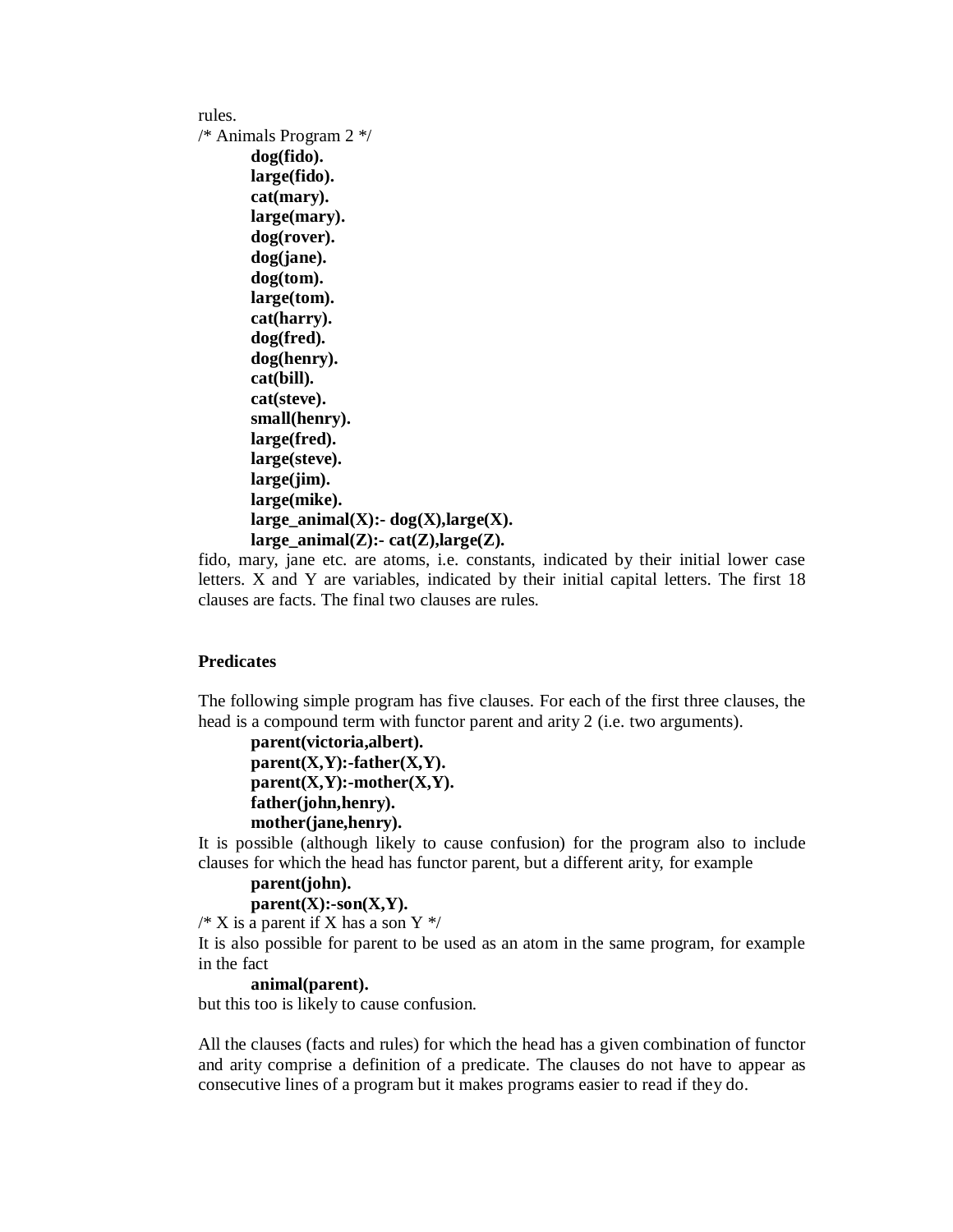rules.

/* Animals Program 2 */

```
dog(fido).
large(fido).
cat(mary).
large(mary).
dog(rover).
dog(jane).
dog(tom).
large(tom).
cat(harry).
dog(fred).
dog(henry).
cat(bill).
cat(steve).
small(henry).
large(fred).
large(steve).
large(jim).
large(mike).
large_animal(X):- dog(X),large(X).
large_animal(Z):- cat(Z),large(Z).
```

fido, mary, jane etc. are atoms, i.e. constants, indicated by their initial lower case letters. X and Y are variables, indicated by their initial capital letters. The first 18 clauses are facts. The final two clauses are rules.

### Predicates

The following simple program has five clauses. For each of the first three clauses, the head is a compound term with functor parent and arity 2 (i.e. two arguments).

```
parent(victoria,albert).
parent(X,Y):-father(X,Y).
parent(X,Y):-mother(X,Y).
father(john,henry).
mother(jane,henry).
```

It is possible (although likely to cause confusion) for the program also to include clauses for which the head has functor parent, but a different arity, for example

```
parent(john).
parent(X):-son(X,Y).
```

/* X is a parent if X has a son Y */

It is also possible for parent to be used as an atom in the same program, for example in the fact

```
animal(parent).
```

but this too is likely to cause confusion.

All the clauses (facts and rules) for which the head has a given combination of functor and arity comprise a definition of a predicate. The clauses do not have to appear as consecutive lines of a program but it makes programs easier to read if they do.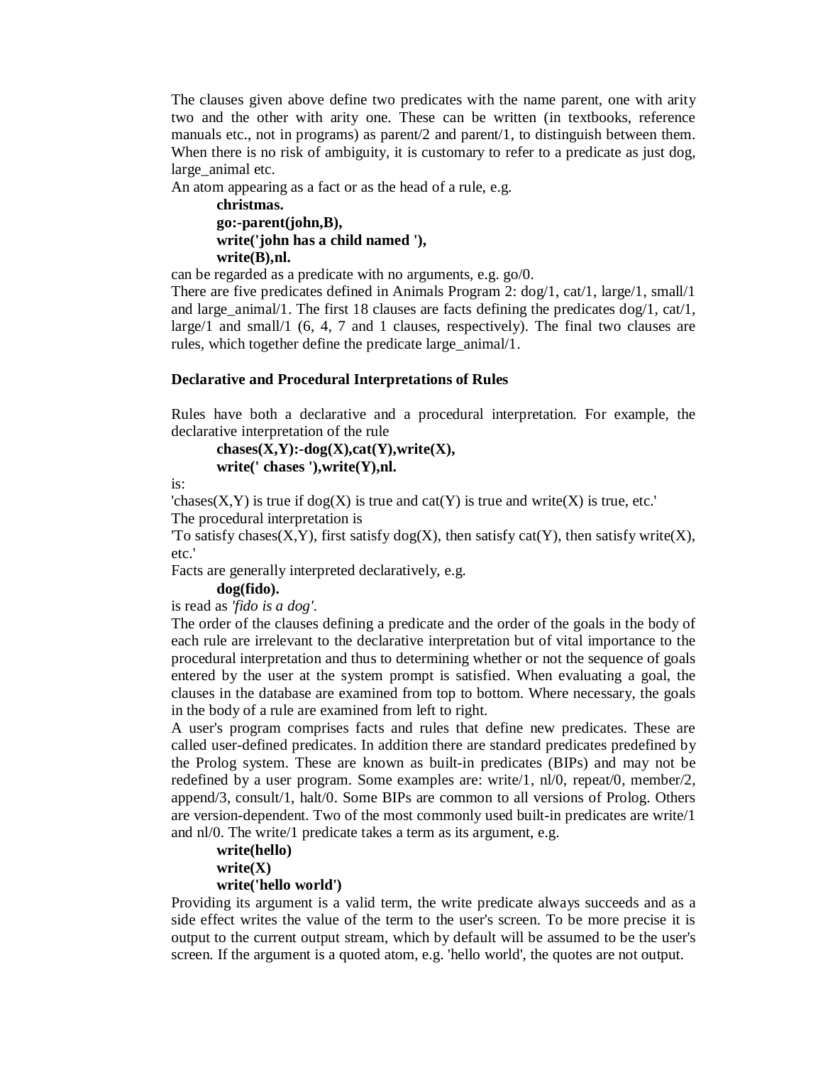The clauses given above define two predicates with the name parent, one with arity two and the other with arity one. These can be written (in textbooks, reference manuals etc., not in programs) as parent/2 and parent/1, to distinguish between them. When there is no risk of ambiguity, it is customary to refer to a predicate as just dog, large_animal etc.

An atom appearing as a fact or as the head of a rule, e.g.

```
christmas.
go:-parent(john,B),
write('john has a child named '),
write(B),nl.
```

can be regarded as a predicate with no arguments, e.g. go/0.

There are five predicates defined in Animals Program 2: dog/1, cat/1, large/1, small/1 and large_animal/1. The first 18 clauses are facts defining the predicates dog/1, cat/1, large/1 and small/1 (6, 4, 7 and 1 clauses, respectively). The final two clauses are rules, which together define the predicate large_animal/1.

**Declarative and Procedural Interpretations of Rules**

Rules have both a declarative and a procedural interpretation. For example, the declarative interpretation of the rule

```
chases(X,Y):-dog(X),cat(Y),write(X),
write(' chases '),write(Y),nl.
```

is:

'chases(X,Y) is true if dog(X) is true and cat(Y) is true and write(X) is true, etc.'

The procedural interpretation is

'To satisfy chases(X,Y), first satisfy dog(X), then satisfy cat(Y), then satisfy write(X), etc.'

Facts are generally interpreted declaratively, e.g.

```
dog(fido).
```

is read as *'fido is a dog'*.

The order of the clauses defining a predicate and the order of the goals in the body of each rule are irrelevant to the declarative interpretation but of vital importance to the procedural interpretation and thus to determining whether or not the sequence of goals entered by the user at the system prompt is satisfied. When evaluating a goal, the clauses in the database are examined from top to bottom. Where necessary, the goals in the body of a rule are examined from left to right.

A user's program comprises facts and rules that define new predicates. These are called user-defined predicates. In addition there are standard predicates predefined by the Prolog system. These are known as built-in predicates (BIPs) and may not be redefined by a user program. Some examples are: write/1, nl/0, repeat/0, member/2, append/3, consult/1, halt/0. Some BIPs are common to all versions of Prolog. Others are version-dependent. Two of the most commonly used built-in predicates are write/1 and nl/0. The write/1 predicate takes a term as its argument, e.g.

```
write(hello)
write(X)
write('hello world')
```

Providing its argument is a valid term, the write predicate always succeeds and as a side effect writes the value of the term to the user's screen. To be more precise it is output to the current output stream, which by default will be assumed to be the user's screen. If the argument is a quoted atom, e.g. 'hello world', the quotes are not output.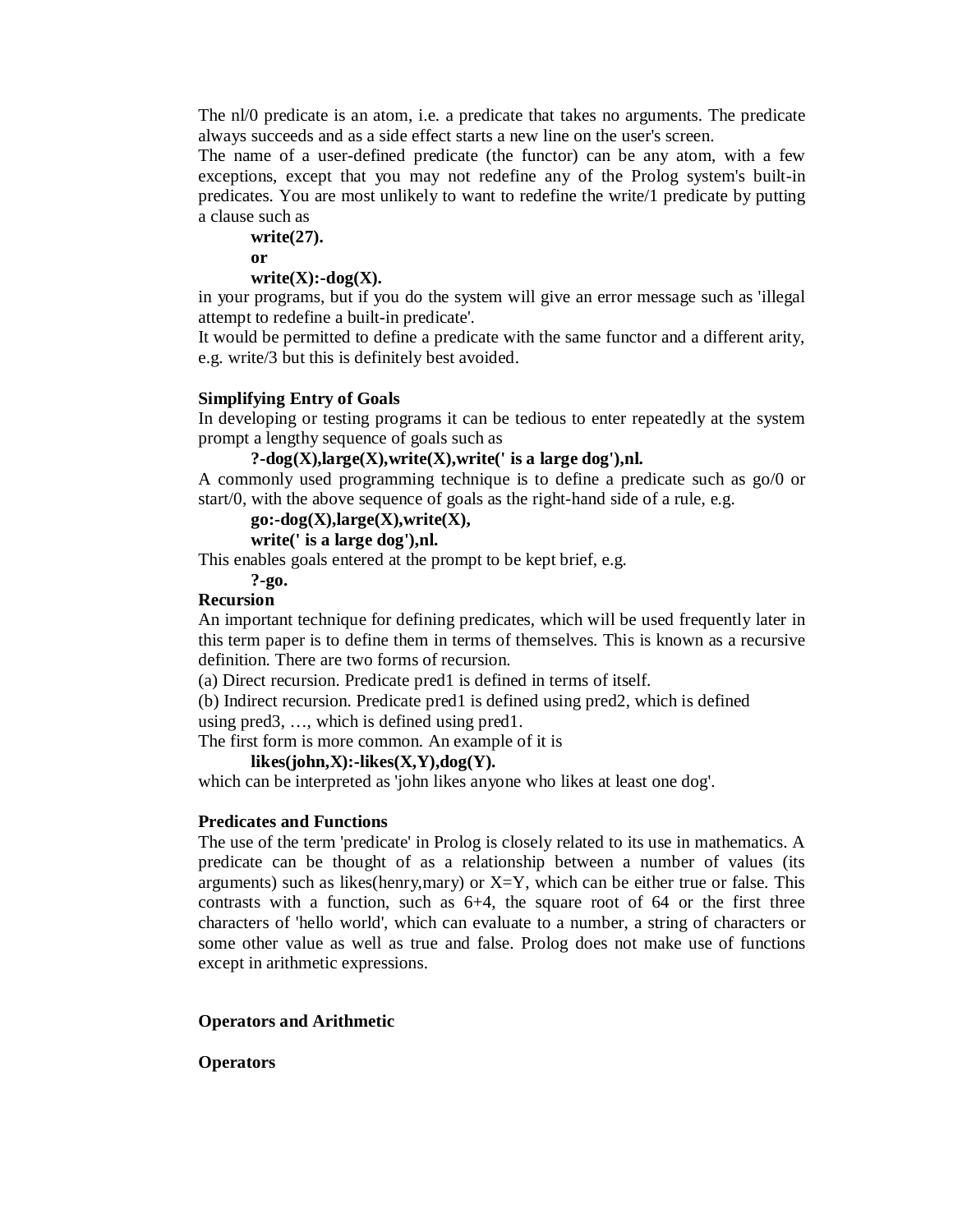The nl/0 predicate is an atom, i.e. a predicate that takes no arguments. The predicate always succeeds and as a side effect starts a new line on the user's screen.

The name of a user-defined predicate (the functor) can be any atom, with a few exceptions, except that you may not redefine any of the Prolog system's built-in predicates. You are most unlikely to want to redefine the write/1 predicate by putting a clause such as

**write(27).**

**or**

**write(X):-dog(X).**

in your programs, but if you do the system will give an error message such as 'illegal attempt to redefine a built-in predicate'.

It would be permitted to define a predicate with the same functor and a different arity, e.g. write/3 but this is definitely best avoided.

**Simplifying Entry of Goals**

In developing or testing programs it can be tedious to enter repeatedly at the system prompt a lengthy sequence of goals such as

**?-dog(X),large(X),write(X),write(' is a large dog'),nl.**

A commonly used programming technique is to define a predicate such as go/0 or start/0, with the above sequence of goals as the right-hand side of a rule, e.g.

**go:-dog(X),large(X),write(X),**
**write(' is a large dog'),nl.**

This enables goals entered at the prompt to be kept brief, e.g.

**?-go.**

**Recursion**

An important technique for defining predicates, which will be used frequently later in this term paper is to define them in terms of themselves. This is known as a recursive definition. There are two forms of recursion.

(a) Direct recursion. Predicate pred1 is defined in terms of itself.

(b) Indirect recursion. Predicate pred1 is defined using pred2, which is defined using pred3, …, which is defined using pred1.

The first form is more common. An example of it is

**likes(john,X):-likes(X,Y),dog(Y).**

which can be interpreted as 'john likes anyone who likes at least one dog'.

**Predicates and Functions**

The use of the term 'predicate' in Prolog is closely related to its use in mathematics. A predicate can be thought of as a relationship between a number of values (its arguments) such as likes(henry,mary) or X=Y, which can be either true or false. This contrasts with a function, such as 6+4, the square root of 64 or the first three characters of 'hello world', which can evaluate to a number, a string of characters or some other value as well as true and false. Prolog does not make use of functions except in arithmetic expressions.

**Operators and Arithmetic**

**Operators**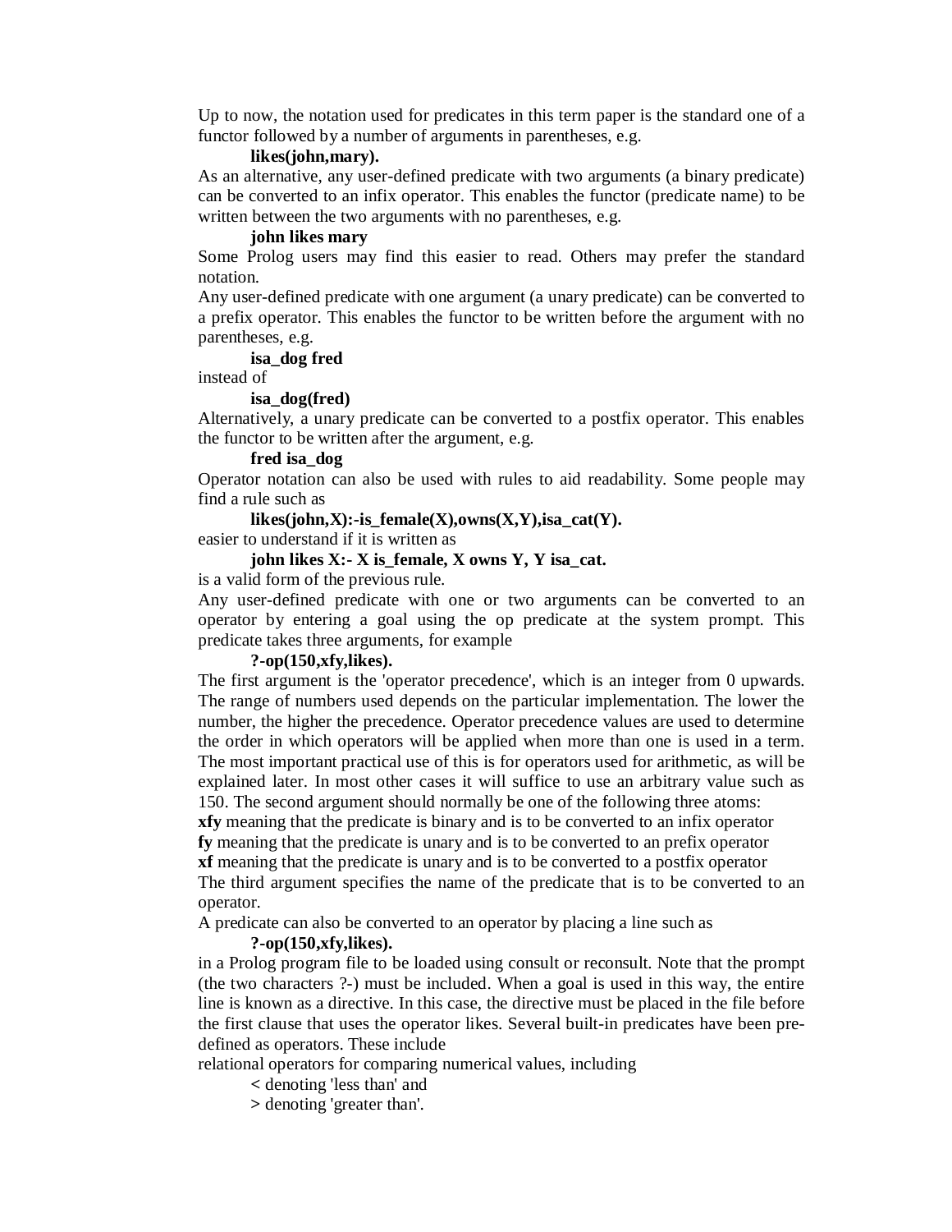Up to now, the notation used for predicates in this term paper is the standard one of a functor followed by a number of arguments in parentheses, e.g.

**likes(john,mary).**

As an alternative, any user-defined predicate with two arguments (a binary predicate) can be converted to an infix operator. This enables the functor (predicate name) to be written between the two arguments with no parentheses, e.g.

**john likes mary**

Some Prolog users may find this easier to read. Others may prefer the standard notation.

Any user-defined predicate with one argument (a unary predicate) can be converted to a prefix operator. This enables the functor to be written before the argument with no parentheses, e.g.

**isa_dog fred**

instead of

**isa_dog(fred)**

Alternatively, a unary predicate can be converted to a postfix operator. This enables the functor to be written after the argument, e.g.

**fred isa_dog**

Operator notation can also be used with rules to aid readability. Some people may find a rule such as

**likes(john,X):-is_female(X),owns(X,Y),isa_cat(Y).**

easier to understand if it is written as

**john likes X:- X is_female, X owns Y, Y isa_cat.**

is a valid form of the previous rule.

Any user-defined predicate with one or two arguments can be converted to an operator by entering a goal using the op predicate at the system prompt. This predicate takes three arguments, for example

**?-op(150,xfy,likes).**

The first argument is the 'operator precedence', which is an integer from 0 upwards. The range of numbers used depends on the particular implementation. The lower the number, the higher the precedence. Operator precedence values are used to determine the order in which operators will be applied when more than one is used in a term. The most important practical use of this is for operators used for arithmetic, as will be explained later. In most other cases it will suffice to use an arbitrary value such as 150. The second argument should normally be one of the following three atoms:

**xfy** meaning that the predicate is binary and is to be converted to an infix operator

**fy** meaning that the predicate is unary and is to be converted to an prefix operator

**xf** meaning that the predicate is unary and is to be converted to a postfix operator

The third argument specifies the name of the predicate that is to be converted to an operator.

A predicate can also be converted to an operator by placing a line such as

**?-op(150,xfy,likes).**

in a Prolog program file to be loaded using consult or reconsult. Note that the prompt (the two characters ?-) must be included. When a goal is used in this way, the entire line is known as a directive. In this case, the directive must be placed in the file before the first clause that uses the operator likes. Several built-in predicates have been pre-defined as operators. These include

relational operators for comparing numerical values, including

**<** denoting 'less than' and

**>** denoting 'greater than'.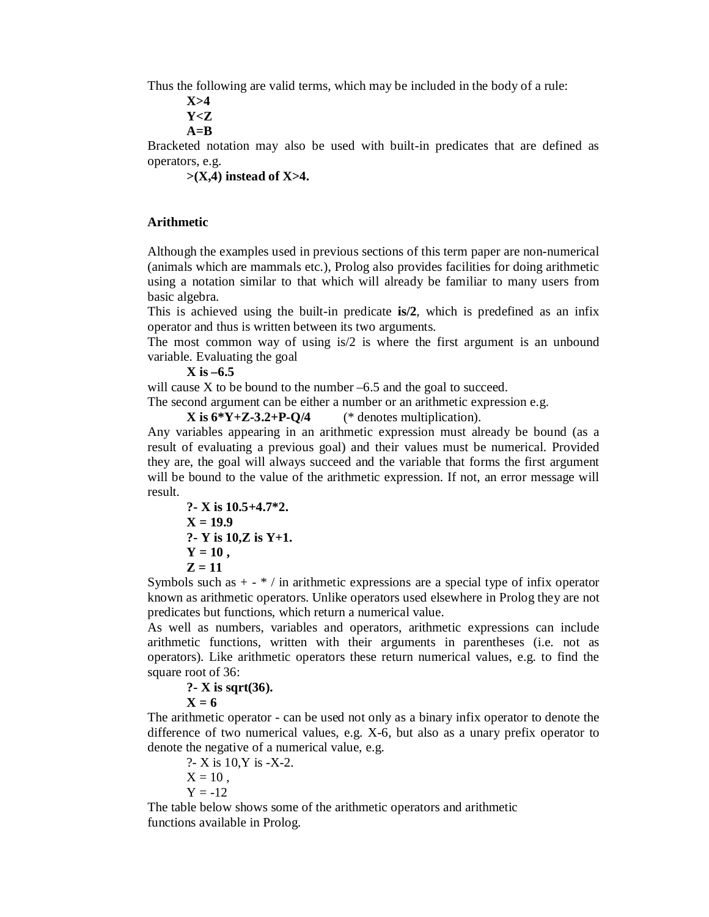Thus the following are valid terms, which may be included in the body of a rule:

**X>4**
**Y<Z**
**A=B**

Bracketed notation may also be used with built-in predicates that are defined as operators, e.g.

**>(X,4) instead of X>4.**

## Arithmetic

Although the examples used in previous sections of this term paper are non-numerical (animals which are mammals etc.), Prolog also provides facilities for doing arithmetic using a notation similar to that which will already be familiar to many users from basic algebra.

This is achieved using the built-in predicate **is/2**, which is predefined as an infix operator and thus is written between its two arguments.

The most common way of using is/2 is where the first argument is an unbound variable. Evaluating the goal

**X is –6.5**

will cause X to be bound to the number –6.5 and the goal to succeed.

The second argument can be either a number or an arithmetic expression e.g.

**X is 6*Y+Z-3.2+P-Q/4** (* denotes multiplication).

Any variables appearing in an arithmetic expression must already be bound (as a result of evaluating a previous goal) and their values must be numerical. Provided they are, the goal will always succeed and the variable that forms the first argument will be bound to the value of the arithmetic expression. If not, an error message will result.

```
?- X is 10.5+4.7*2.
X = 19.9
?- Y is 10,Z is Y+1.
Y = 10 ,
Z = 11
```

Symbols such as + - * / in arithmetic expressions are a special type of infix operator known as arithmetic operators. Unlike operators used elsewhere in Prolog they are not predicates but functions, which return a numerical value.

As well as numbers, variables and operators, arithmetic expressions can include arithmetic functions, written with their arguments in parentheses (i.e. not as operators). Like arithmetic operators these return numerical values, e.g. to find the square root of 36:

```
?- X is sqrt(36).
X = 6
```

The arithmetic operator - can be used not only as a binary infix operator to denote the difference of two numerical values, e.g. X-6, but also as a unary prefix operator to denote the negative of a numerical value, e.g.

```
?- X is 10,Y is -X-2.
X = 10 ,
Y = -12
```

The table below shows some of the arithmetic operators and arithmetic functions available in Prolog.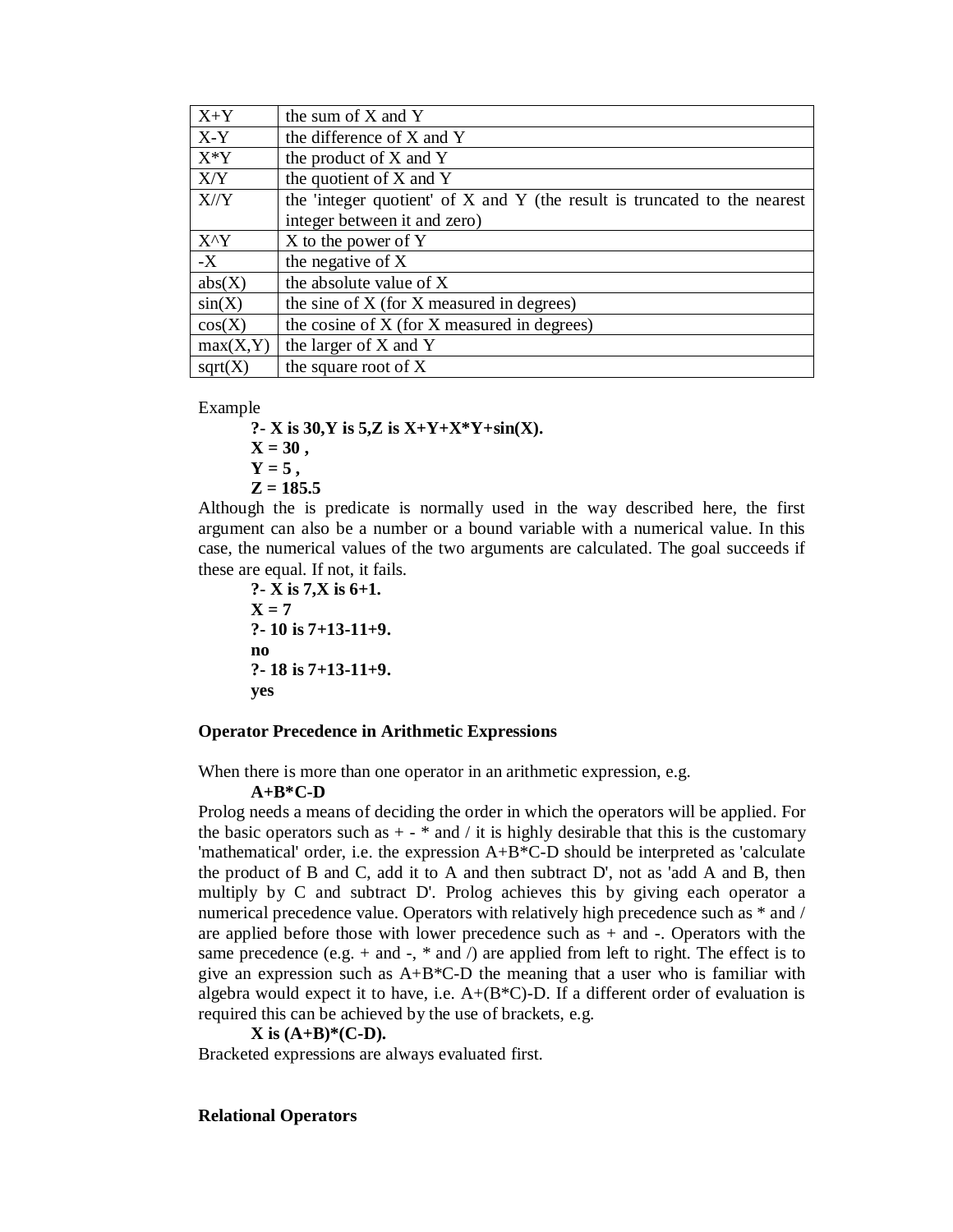| | |
|---|---|
| X+Y | the sum of X and Y |
| X-Y | the difference of X and Y |
| X*Y | the product of X and Y |
| X/Y | the quotient of X and Y |
| X//Y | the 'integer quotient' of X and Y (the result is truncated to the nearest integer between it and zero) |
| X^Y | X to the power of Y |
| -X | the negative of X |
| abs(X) | the absolute value of X |
| sin(X) | the sine of X (for X measured in degrees) |
| cos(X) | the cosine of X (for X measured in degrees) |
| max(X,Y) | the larger of X and Y |
| sqrt(X) | the square root of X |

Example

```
?- X is 30,Y is 5,Z is X+Y+X*Y+sin(X).
X = 30 ,
Y = 5 ,
Z = 185.5
```

Although the is predicate is normally used in the way described here, the first argument can also be a number or a bound variable with a numerical value. In this case, the numerical values of the two arguments are calculated. The goal succeeds if these are equal. If not, it fails.

```
?- X is 7,X is 6+1.
X = 7
?- 10 is 7+13-11+9.
no
?- 18 is 7+13-11+9.
yes
```

**Operator Precedence in Arithmetic Expressions**

When there is more than one operator in an arithmetic expression, e.g.

**A+B*C-D**

Prolog needs a means of deciding the order in which the operators will be applied. For the basic operators such as + - * and / it is highly desirable that this is the customary 'mathematical' order, i.e. the expression A+B*C-D should be interpreted as 'calculate the product of B and C, add it to A and then subtract D', not as 'add A and B, then multiply by C and subtract D'. Prolog achieves this by giving each operator a numerical precedence value. Operators with relatively high precedence such as * and / are applied before those with lower precedence such as + and -. Operators with the same precedence (e.g. + and -, * and /) are applied from left to right. The effect is to give an expression such as A+B*C-D the meaning that a user who is familiar with algebra would expect it to have, i.e. A+(B*C)-D. If a different order of evaluation is required this can be achieved by the use of brackets, e.g.

**X is (A+B)*(C-D).**

Bracketed expressions are always evaluated first.

**Relational Operators**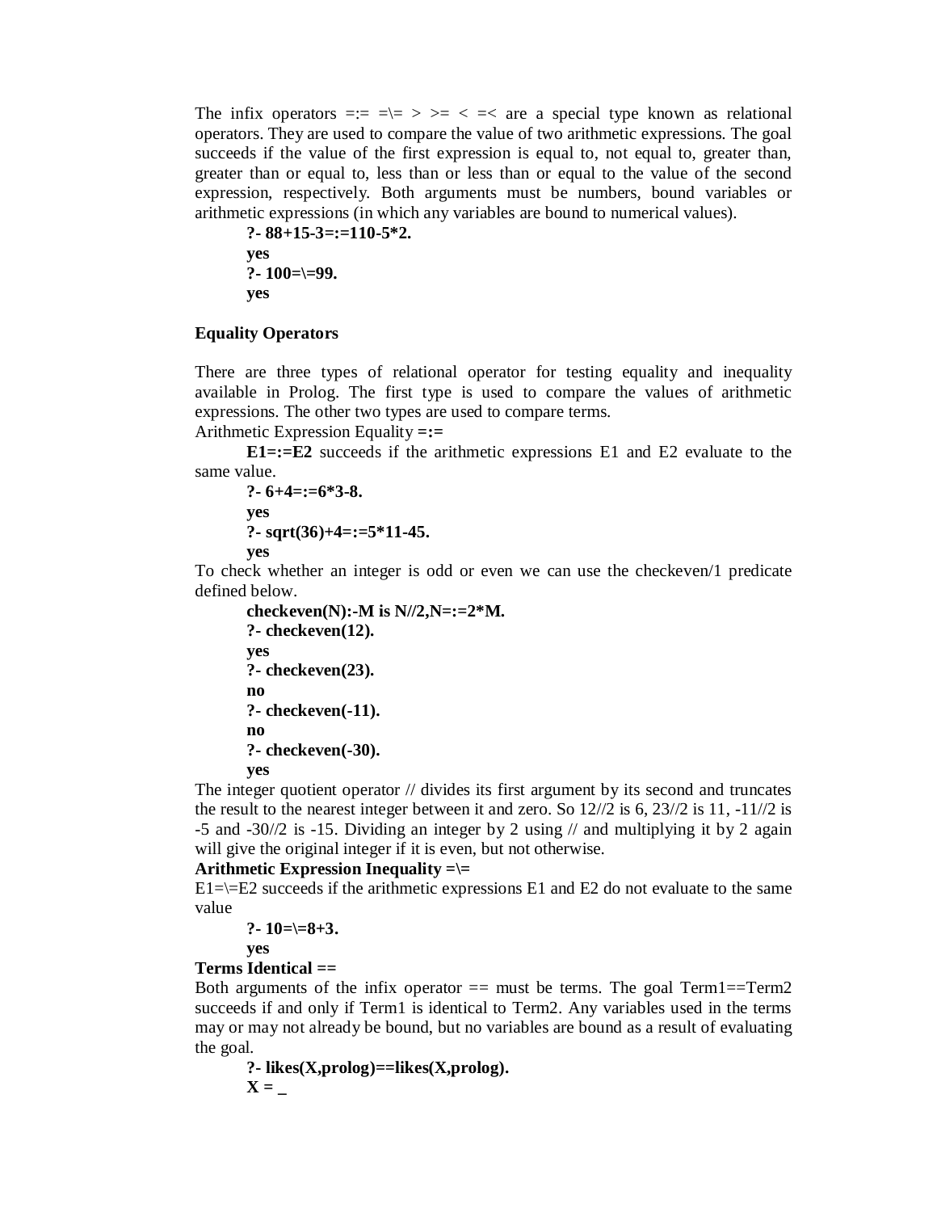The infix operators =:= =\= > >= < =< are a special type known as relational operators. They are used to compare the value of two arithmetic expressions. The goal succeeds if the value of the first expression is equal to, not equal to, greater than, greater than or equal to, less than or less than or equal to the value of the second expression, respectively. Both arguments must be numbers, bound variables or arithmetic expressions (in which any variables are bound to numerical values).

```
?- 88+15-3=:=110-5*2.
yes
?- 100=\=99.
yes
```

**Equality Operators**

There are three types of relational operator for testing equality and inequality available in Prolog. The first type is used to compare the values of arithmetic expressions. The other two types are used to compare terms.

Arithmetic Expression Equality **=:=**

**E1=:=E2** succeeds if the arithmetic expressions E1 and E2 evaluate to the same value.

```
?- 6+4=:=6*3-8.
yes
?- sqrt(36)+4=:=5*11-45.
yes
```

To check whether an integer is odd or even we can use the checkeven/1 predicate defined below.

```
checkeven(N):-M is N//2,N=:=2*M.
?- checkeven(12).
yes
?- checkeven(23).
no
?- checkeven(-11).
no
?- checkeven(-30).
yes
```

The integer quotient operator // divides its first argument by its second and truncates the result to the nearest integer between it and zero. So 12//2 is 6, 23//2 is 11, -11//2 is -5 and -30//2 is -15. Dividing an integer by 2 using // and multiplying it by 2 again will give the original integer if it is even, but not otherwise.

**Arithmetic Expression Inequality =\=**

E1=\=E2 succeeds if the arithmetic expressions E1 and E2 do not evaluate to the same value

```
?- 10=\=8+3.
yes
```

**Terms Identical ==**

Both arguments of the infix operator == must be terms. The goal Term1==Term2 succeeds if and only if Term1 is identical to Term2. Any variables used in the terms may or may not already be bound, but no variables are bound as a result of evaluating the goal.

```
?- likes(X,prolog)==likes(X,prolog).
X = _
```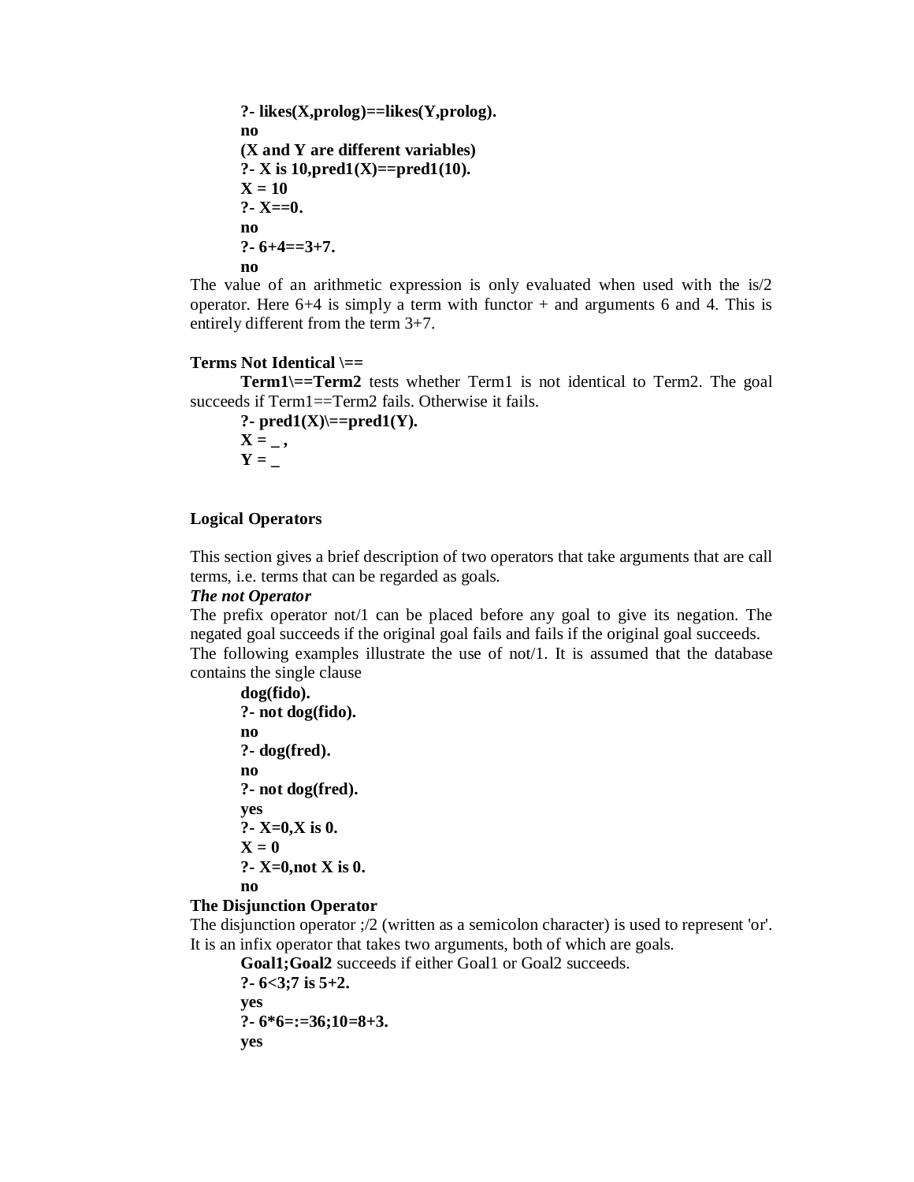```
?- likes(X,prolog)==likes(Y,prolog).
no
(X and Y are different variables)
?- X is 10,pred1(X)==pred1(10).
X = 10
?- X==0.
no
?- 6+4==3+7.
no
```

The value of an arithmetic expression is only evaluated when used with the is/2 operator. Here 6+4 is simply a term with functor + and arguments 6 and 4. This is entirely different from the term 3+7.

**Terms Not Identical \==**

**Term1\==Term2** tests whether Term1 is not identical to Term2. The goal succeeds if Term1==Term2 fails. Otherwise it fails.

```
?- pred1(X)\==pred1(Y).
X = _ ,
Y = _
```

**Logical Operators**

This section gives a brief description of two operators that take arguments that are call terms, i.e. terms that can be regarded as goals.

***The not Operator***

The prefix operator not/1 can be placed before any goal to give its negation. The negated goal succeeds if the original goal fails and fails if the original goal succeeds.

The following examples illustrate the use of not/1. It is assumed that the database contains the single clause

```
dog(fido).
?- not dog(fido).
no
?- dog(fred).
no
?- not dog(fred).
yes
?- X=0,X is 0.
X = 0
?- X=0,not X is 0.
no
```

**The Disjunction Operator**

The disjunction operator ;/2 (written as a semicolon character) is used to represent 'or'. It is an infix operator that takes two arguments, both of which are goals.

**Goal1;Goal2** succeeds if either Goal1 or Goal2 succeeds.

```
?- 6<3;7 is 5+2.
yes
?- 6*6=:=36;10=8+3.
yes
```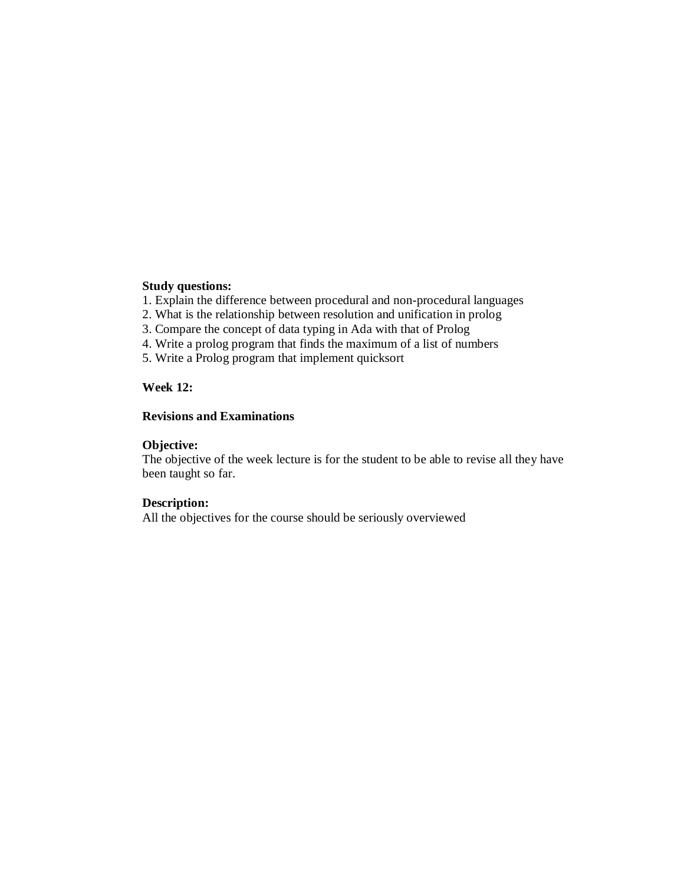**Study questions:**

1. Explain the difference between procedural and non-procedural languages
2. What is the relationship between resolution and unification in prolog
3. Compare the concept of data typing in Ada with that of Prolog
4. Write a prolog program that finds the maximum of a list of numbers
5. Write a Prolog program that implement quicksort

**Week 12:**

**Revisions and Examinations**

**Objective:**
The objective of the week lecture is for the student to be able to revise all they have been taught so far.

**Description:**
All the objectives for the course should be seriously overviewed